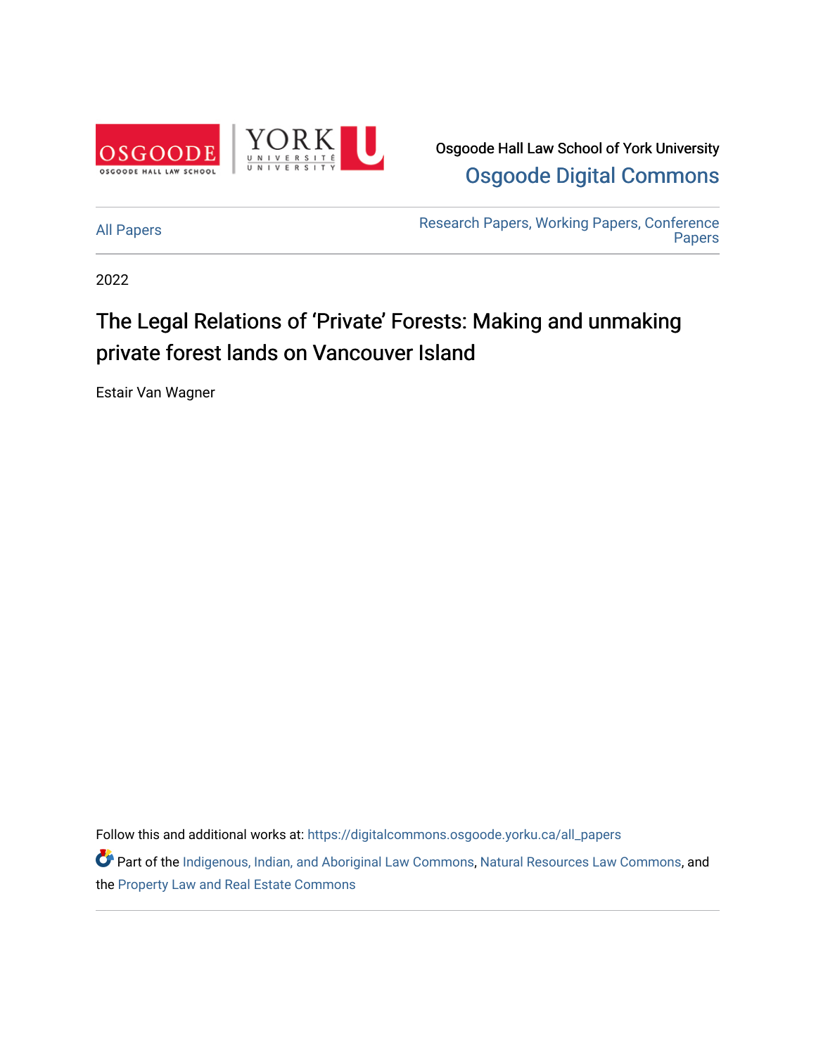Osgoode Hall Law School of York University

Osgoode Digital Commons

All Papers

Research Papers, Working Papers, Conference Papers

2022

# The Legal Relations of 'Private' Forests: Making and unmaking private forest lands on Vancouver Island

Estair Van Wagner

Follow this and additional works at: https://digitalcommons.osgoode.yorku.ca/all_papers

Part of the Indigenous, Indian, and Aboriginal Law Commons, Natural Resources Law Commons, and the Property Law and Real Estate Commons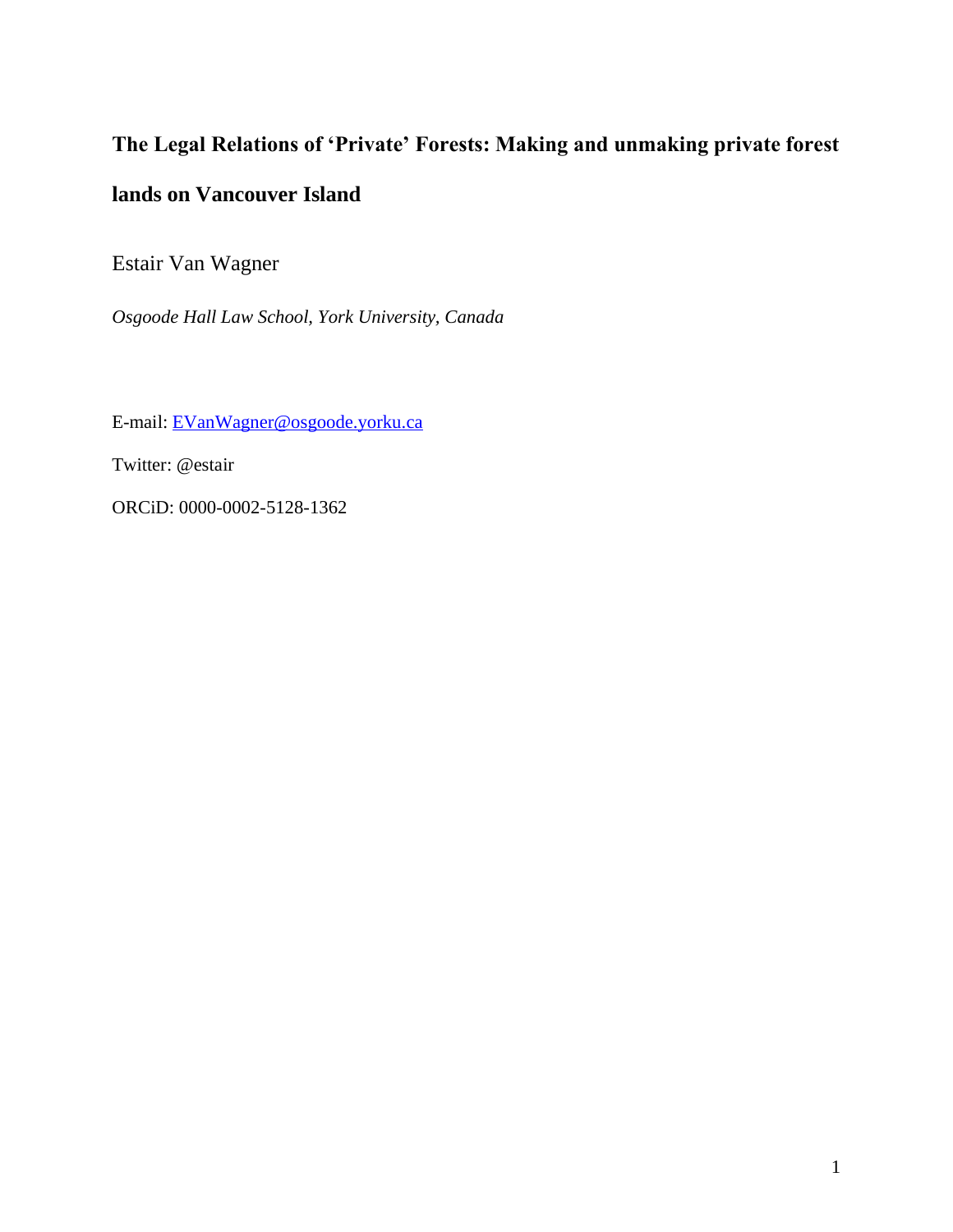# The Legal Relations of 'Private' Forests: Making and unmaking private forest lands on Vancouver Island

Estair Van Wagner

*Osgoode Hall Law School, York University, Canada*

E-mail: EVanWagner@osgoode.yorku.ca

Twitter: @estair

ORCiD: 0000-0002-5128-1362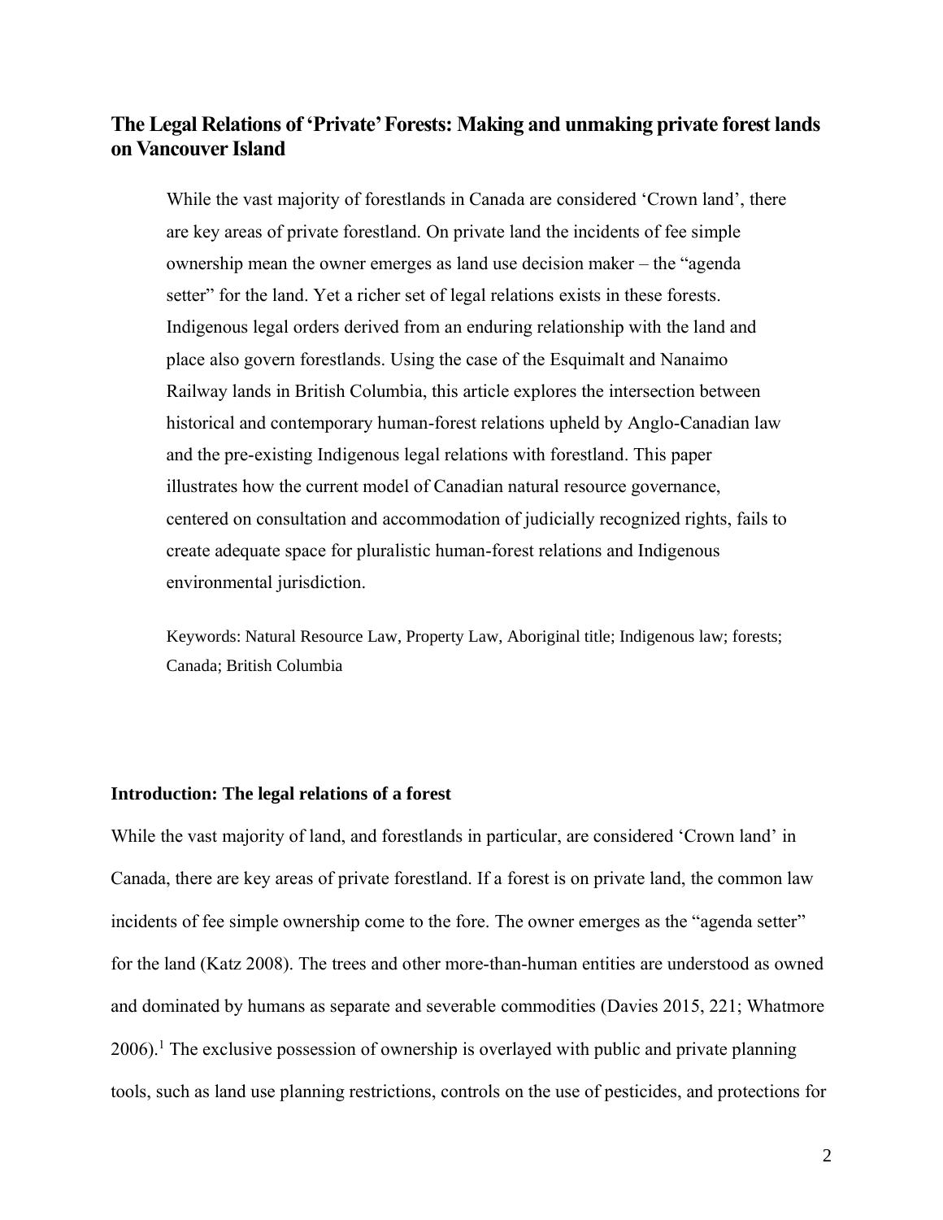## The Legal Relations of 'Private' Forests: Making and unmaking private forest lands on Vancouver Island

> While the vast majority of forestlands in Canada are considered 'Crown land', there are key areas of private forestland. On private land the incidents of fee simple ownership mean the owner emerges as land use decision maker – the "agenda setter" for the land. Yet a richer set of legal relations exists in these forests. Indigenous legal orders derived from an enduring relationship with the land and place also govern forestlands. Using the case of the Esquimalt and Nanaimo Railway lands in British Columbia, this article explores the intersection between historical and contemporary human-forest relations upheld by Anglo-Canadian law and the pre-existing Indigenous legal relations with forestland. This paper illustrates how the current model of Canadian natural resource governance, centered on consultation and accommodation of judicially recognized rights, fails to create adequate space for pluralistic human-forest relations and Indigenous environmental jurisdiction.
>
> Keywords: Natural Resource Law, Property Law, Aboriginal title; Indigenous law; forests; Canada; British Columbia

### Introduction: The legal relations of a forest

While the vast majority of land, and forestlands in particular, are considered 'Crown land' in Canada, there are key areas of private forestland. If a forest is on private land, the common law incidents of fee simple ownership come to the fore. The owner emerges as the "agenda setter" for the land (Katz 2008). The trees and other more-than-human entities are understood as owned and dominated by humans as separate and severable commodities (Davies 2015, 221; Whatmore 2006).[1] The exclusive possession of ownership is overlayed with public and private planning tools, such as land use planning restrictions, controls on the use of pesticides, and protections for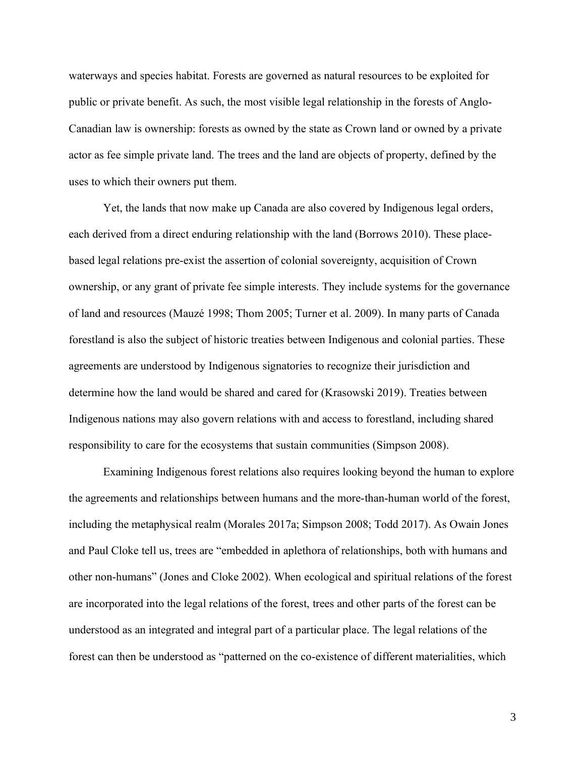waterways and species habitat. Forests are governed as natural resources to be exploited for public or private benefit. As such, the most visible legal relationship in the forests of Anglo-Canadian law is ownership: forests as owned by the state as Crown land or owned by a private actor as fee simple private land. The trees and the land are objects of property, defined by the uses to which their owners put them.

Yet, the lands that now make up Canada are also covered by Indigenous legal orders, each derived from a direct enduring relationship with the land (Borrows 2010). These place-based legal relations pre-exist the assertion of colonial sovereignty, acquisition of Crown ownership, or any grant of private fee simple interests. They include systems for the governance of land and resources (Mauzé 1998; Thom 2005; Turner et al. 2009). In many parts of Canada forestland is also the subject of historic treaties between Indigenous and colonial parties. These agreements are understood by Indigenous signatories to recognize their jurisdiction and determine how the land would be shared and cared for (Krasowski 2019). Treaties between Indigenous nations may also govern relations with and access to forestland, including shared responsibility to care for the ecosystems that sustain communities (Simpson 2008).

Examining Indigenous forest relations also requires looking beyond the human to explore the agreements and relationships between humans and the more-than-human world of the forest, including the metaphysical realm (Morales 2017a; Simpson 2008; Todd 2017). As Owain Jones and Paul Cloke tell us, trees are "embedded in aplethora of relationships, both with humans and other non-humans" (Jones and Cloke 2002). When ecological and spiritual relations of the forest are incorporated into the legal relations of the forest, trees and other parts of the forest can be understood as an integrated and integral part of a particular place. The legal relations of the forest can then be understood as "patterned on the co-existence of different materialities, which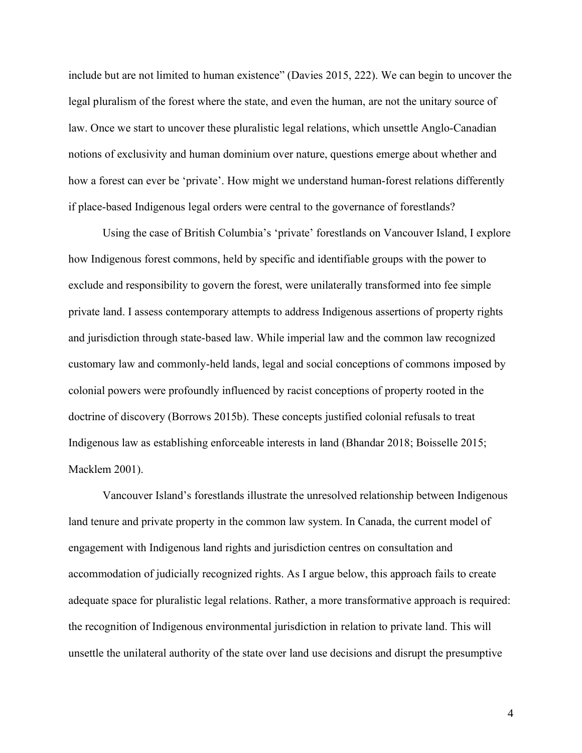include but are not limited to human existence" (Davies 2015, 222). We can begin to uncover the legal pluralism of the forest where the state, and even the human, are not the unitary source of law. Once we start to uncover these pluralistic legal relations, which unsettle Anglo-Canadian notions of exclusivity and human dominium over nature, questions emerge about whether and how a forest can ever be 'private'. How might we understand human-forest relations differently if place-based Indigenous legal orders were central to the governance of forestlands?

Using the case of British Columbia's 'private' forestlands on Vancouver Island, I explore how Indigenous forest commons, held by specific and identifiable groups with the power to exclude and responsibility to govern the forest, were unilaterally transformed into fee simple private land. I assess contemporary attempts to address Indigenous assertions of property rights and jurisdiction through state-based law. While imperial law and the common law recognized customary law and commonly-held lands, legal and social conceptions of commons imposed by colonial powers were profoundly influenced by racist conceptions of property rooted in the doctrine of discovery (Borrows 2015b). These concepts justified colonial refusals to treat Indigenous law as establishing enforceable interests in land (Bhandar 2018; Boisselle 2015; Macklem 2001).

Vancouver Island's forestlands illustrate the unresolved relationship between Indigenous land tenure and private property in the common law system. In Canada, the current model of engagement with Indigenous land rights and jurisdiction centres on consultation and accommodation of judicially recognized rights. As I argue below, this approach fails to create adequate space for pluralistic legal relations. Rather, a more transformative approach is required: the recognition of Indigenous environmental jurisdiction in relation to private land. This will unsettle the unilateral authority of the state over land use decisions and disrupt the presumptive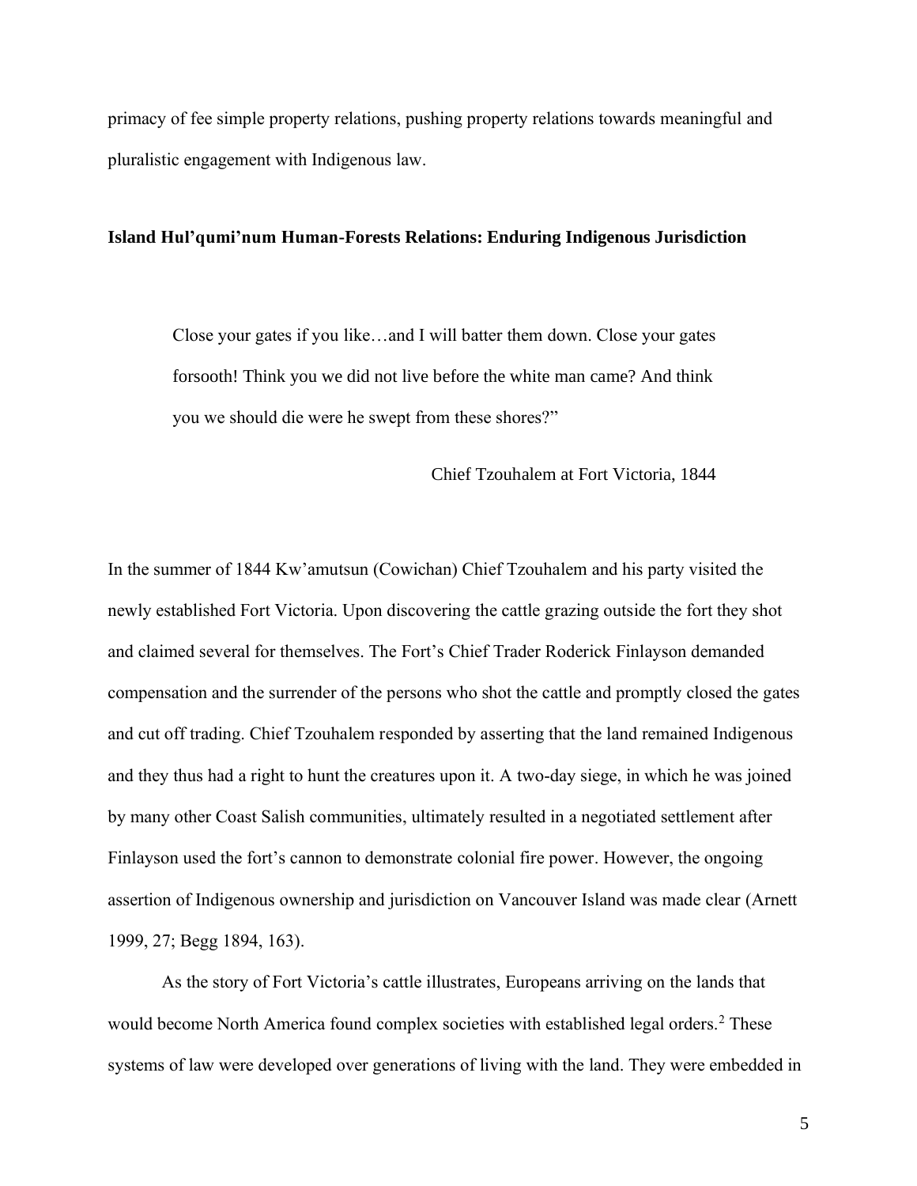primacy of fee simple property relations, pushing property relations towards meaningful and pluralistic engagement with Indigenous law.

## Island Hul'qumi'num Human-Forests Relations: Enduring Indigenous Jurisdiction

> Close your gates if you like…and I will batter them down. Close your gates forsooth! Think you we did not live before the white man came? And think you we should die were he swept from these shores?"
>
> Chief Tzouhalem at Fort Victoria, 1844

In the summer of 1844 Kw'amutsun (Cowichan) Chief Tzouhalem and his party visited the newly established Fort Victoria. Upon discovering the cattle grazing outside the fort they shot and claimed several for themselves. The Fort's Chief Trader Roderick Finlayson demanded compensation and the surrender of the persons who shot the cattle and promptly closed the gates and cut off trading. Chief Tzouhalem responded by asserting that the land remained Indigenous and they thus had a right to hunt the creatures upon it. A two-day siege, in which he was joined by many other Coast Salish communities, ultimately resulted in a negotiated settlement after Finlayson used the fort's cannon to demonstrate colonial fire power. However, the ongoing assertion of Indigenous ownership and jurisdiction on Vancouver Island was made clear (Arnett 1999, 27; Begg 1894, 163).

As the story of Fort Victoria's cattle illustrates, Europeans arriving on the lands that would become North America found complex societies with established legal orders.[2] These systems of law were developed over generations of living with the land. They were embedded in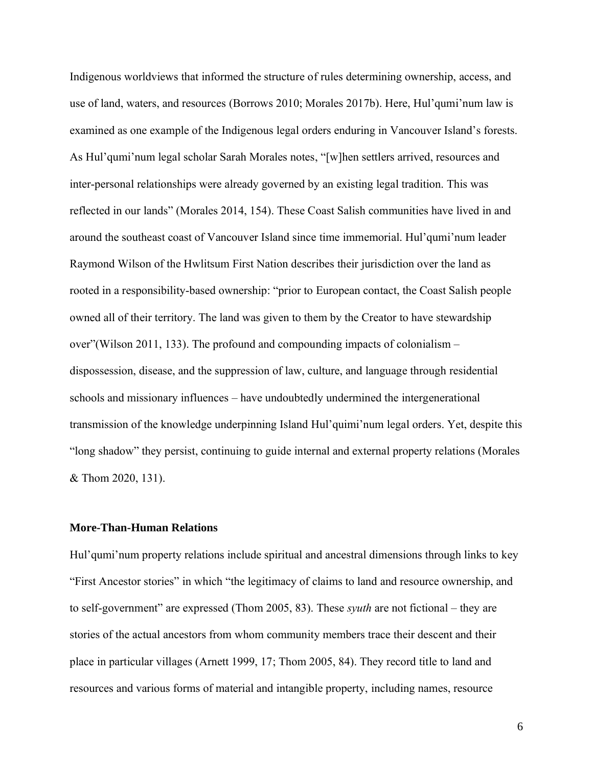Indigenous worldviews that informed the structure of rules determining ownership, access, and use of land, waters, and resources (Borrows 2010; Morales 2017b). Here, Hul'qumi'num law is examined as one example of the Indigenous legal orders enduring in Vancouver Island's forests. As Hul'qumi'num legal scholar Sarah Morales notes, "[w]hen settlers arrived, resources and inter-personal relationships were already governed by an existing legal tradition. This was reflected in our lands" (Morales 2014, 154). These Coast Salish communities have lived in and around the southeast coast of Vancouver Island since time immemorial. Hul'qumi'num leader Raymond Wilson of the Hwlitsum First Nation describes their jurisdiction over the land as rooted in a responsibility-based ownership: "prior to European contact, the Coast Salish people owned all of their territory. The land was given to them by the Creator to have stewardship over"(Wilson 2011, 133). The profound and compounding impacts of colonialism – dispossession, disease, and the suppression of law, culture, and language through residential schools and missionary influences – have undoubtedly undermined the intergenerational transmission of the knowledge underpinning Island Hul'quimi'num legal orders. Yet, despite this "long shadow" they persist, continuing to guide internal and external property relations (Morales & Thom 2020, 131).

### More-Than-Human Relations

Hul'qumi'num property relations include spiritual and ancestral dimensions through links to key "First Ancestor stories" in which "the legitimacy of claims to land and resource ownership, and to self-government" are expressed (Thom 2005, 83). These *syuth* are not fictional – they are stories of the actual ancestors from whom community members trace their descent and their place in particular villages (Arnett 1999, 17; Thom 2005, 84). They record title to land and resources and various forms of material and intangible property, including names, resource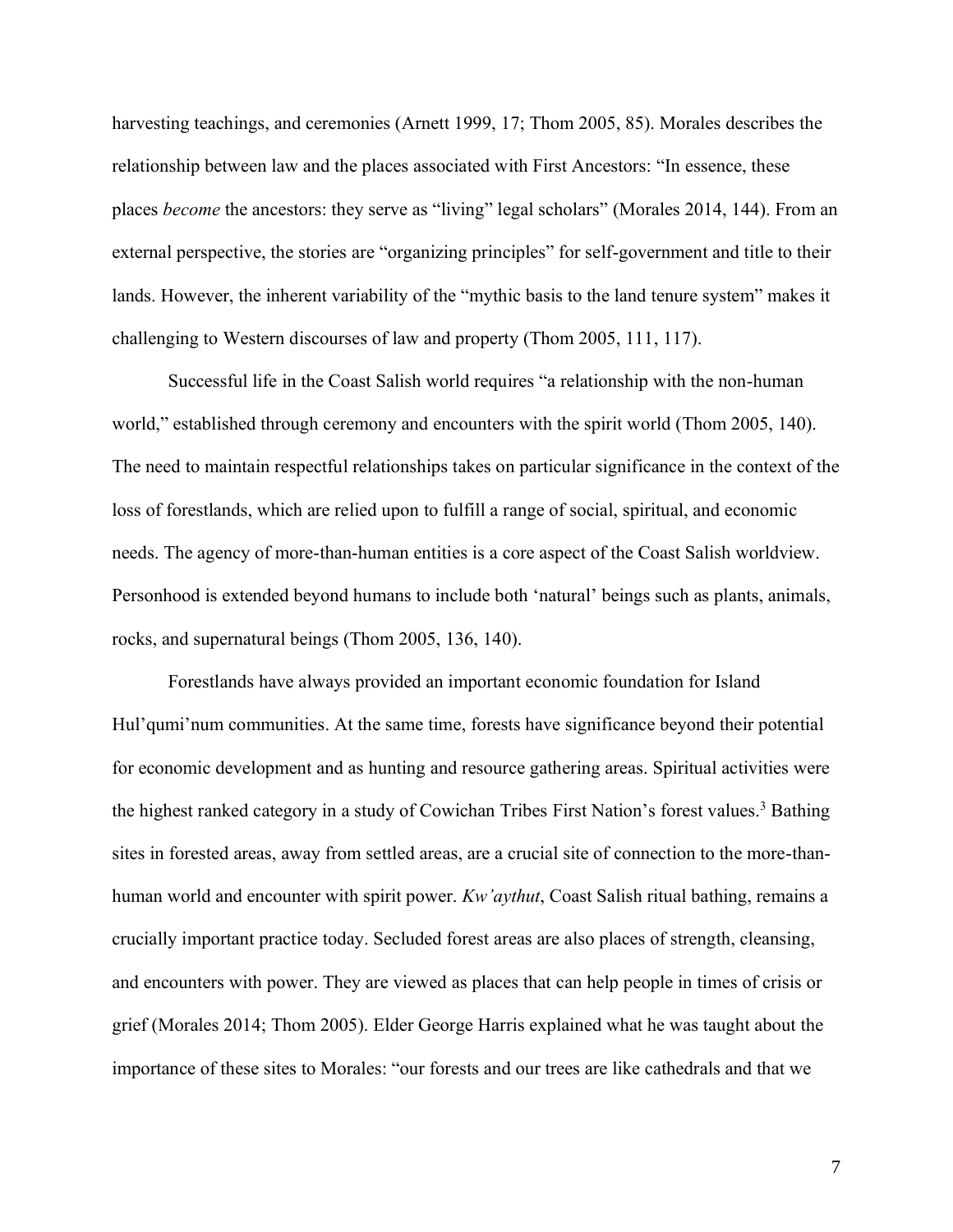harvesting teachings, and ceremonies (Arnett 1999, 17; Thom 2005, 85). Morales describes the relationship between law and the places associated with First Ancestors: "In essence, these places *become* the ancestors: they serve as "living" legal scholars" (Morales 2014, 144). From an external perspective, the stories are "organizing principles" for self-government and title to their lands. However, the inherent variability of the "mythic basis to the land tenure system" makes it challenging to Western discourses of law and property (Thom 2005, 111, 117).

Successful life in the Coast Salish world requires "a relationship with the non-human world," established through ceremony and encounters with the spirit world (Thom 2005, 140). The need to maintain respectful relationships takes on particular significance in the context of the loss of forestlands, which are relied upon to fulfill a range of social, spiritual, and economic needs. The agency of more-than-human entities is a core aspect of the Coast Salish worldview. Personhood is extended beyond humans to include both 'natural' beings such as plants, animals, rocks, and supernatural beings (Thom 2005, 136, 140).

Forestlands have always provided an important economic foundation for Island Hul'qumi'num communities. At the same time, forests have significance beyond their potential for economic development and as hunting and resource gathering areas. Spiritual activities were the highest ranked category in a study of Cowichan Tribes First Nation's forest values.[3] Bathing sites in forested areas, away from settled areas, are a crucial site of connection to the more-than-human world and encounter with spirit power. *Kw'aythut*, Coast Salish ritual bathing, remains a crucially important practice today. Secluded forest areas are also places of strength, cleansing, and encounters with power. They are viewed as places that can help people in times of crisis or grief (Morales 2014; Thom 2005). Elder George Harris explained what he was taught about the importance of these sites to Morales: "our forests and our trees are like cathedrals and that we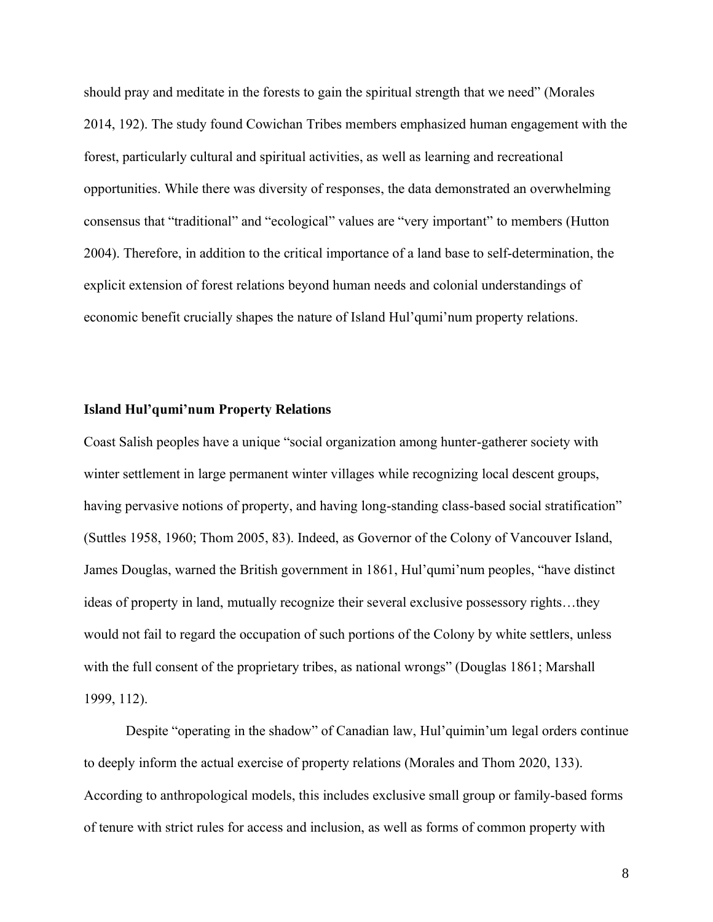should pray and meditate in the forests to gain the spiritual strength that we need" (Morales 2014, 192). The study found Cowichan Tribes members emphasized human engagement with the forest, particularly cultural and spiritual activities, as well as learning and recreational opportunities. While there was diversity of responses, the data demonstrated an overwhelming consensus that "traditional" and "ecological" values are "very important" to members (Hutton 2004). Therefore, in addition to the critical importance of a land base to self-determination, the explicit extension of forest relations beyond human needs and colonial understandings of economic benefit crucially shapes the nature of Island Hul'qumi'num property relations.

### Island Hul'qumi'num Property Relations

Coast Salish peoples have a unique "social organization among hunter-gatherer society with winter settlement in large permanent winter villages while recognizing local descent groups, having pervasive notions of property, and having long-standing class-based social stratification" (Suttles 1958, 1960; Thom 2005, 83). Indeed, as Governor of the Colony of Vancouver Island, James Douglas, warned the British government in 1861, Hul'qumi'num peoples, "have distinct ideas of property in land, mutually recognize their several exclusive possessory rights…they would not fail to regard the occupation of such portions of the Colony by white settlers, unless with the full consent of the proprietary tribes, as national wrongs" (Douglas 1861; Marshall 1999, 112).

Despite "operating in the shadow" of Canadian law, Hul'quimin'um legal orders continue to deeply inform the actual exercise of property relations (Morales and Thom 2020, 133). According to anthropological models, this includes exclusive small group or family-based forms of tenure with strict rules for access and inclusion, as well as forms of common property with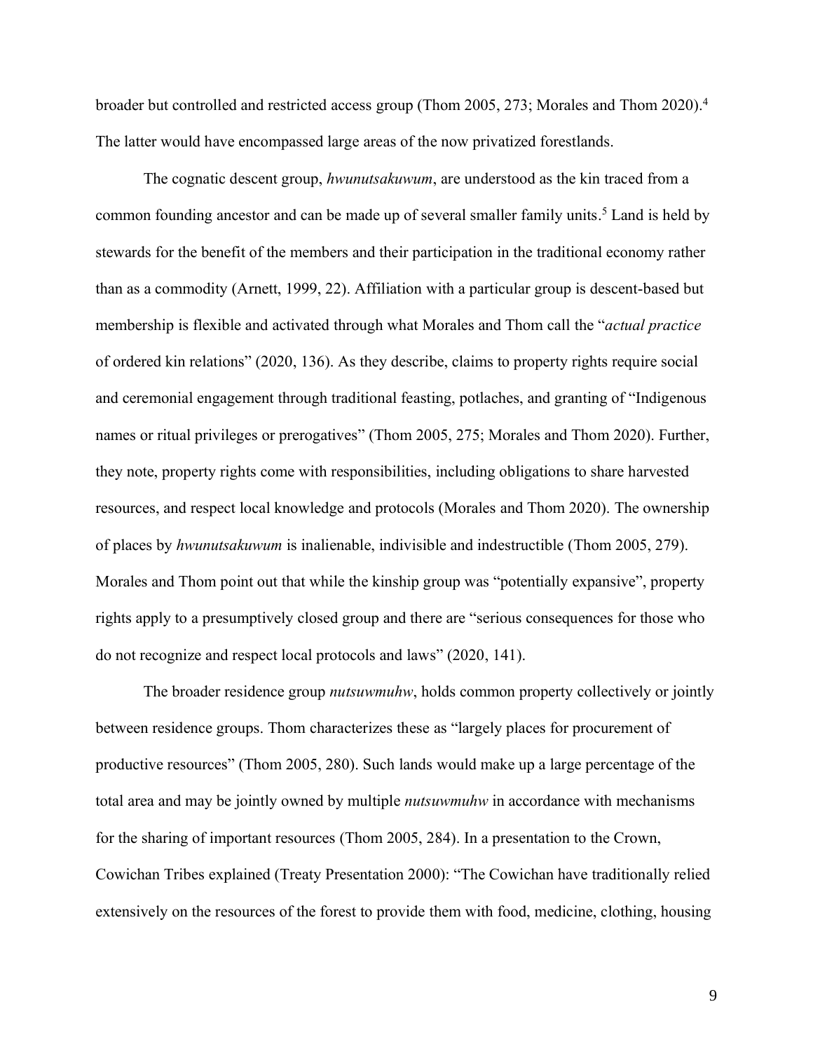broader but controlled and restricted access group (Thom 2005, 273; Morales and Thom 2020).[4] The latter would have encompassed large areas of the now privatized forestlands.

The cognatic descent group, *hwunutsakuwum*, are understood as the kin traced from a common founding ancestor and can be made up of several smaller family units.[5] Land is held by stewards for the benefit of the members and their participation in the traditional economy rather than as a commodity (Arnett, 1999, 22). Affiliation with a particular group is descent-based but membership is flexible and activated through what Morales and Thom call the "*actual practice* of ordered kin relations" (2020, 136). As they describe, claims to property rights require social and ceremonial engagement through traditional feasting, potlaches, and granting of "Indigenous names or ritual privileges or prerogatives" (Thom 2005, 275; Morales and Thom 2020). Further, they note, property rights come with responsibilities, including obligations to share harvested resources, and respect local knowledge and protocols (Morales and Thom 2020). The ownership of places by *hwunutsakuwum* is inalienable, indivisible and indestructible (Thom 2005, 279). Morales and Thom point out that while the kinship group was "potentially expansive", property rights apply to a presumptively closed group and there are "serious consequences for those who do not recognize and respect local protocols and laws" (2020, 141).

The broader residence group *nutsuwmuhw*, holds common property collectively or jointly between residence groups. Thom characterizes these as "largely places for procurement of productive resources" (Thom 2005, 280). Such lands would make up a large percentage of the total area and may be jointly owned by multiple *nutsuwmuhw* in accordance with mechanisms for the sharing of important resources (Thom 2005, 284). In a presentation to the Crown, Cowichan Tribes explained (Treaty Presentation 2000): "The Cowichan have traditionally relied extensively on the resources of the forest to provide them with food, medicine, clothing, housing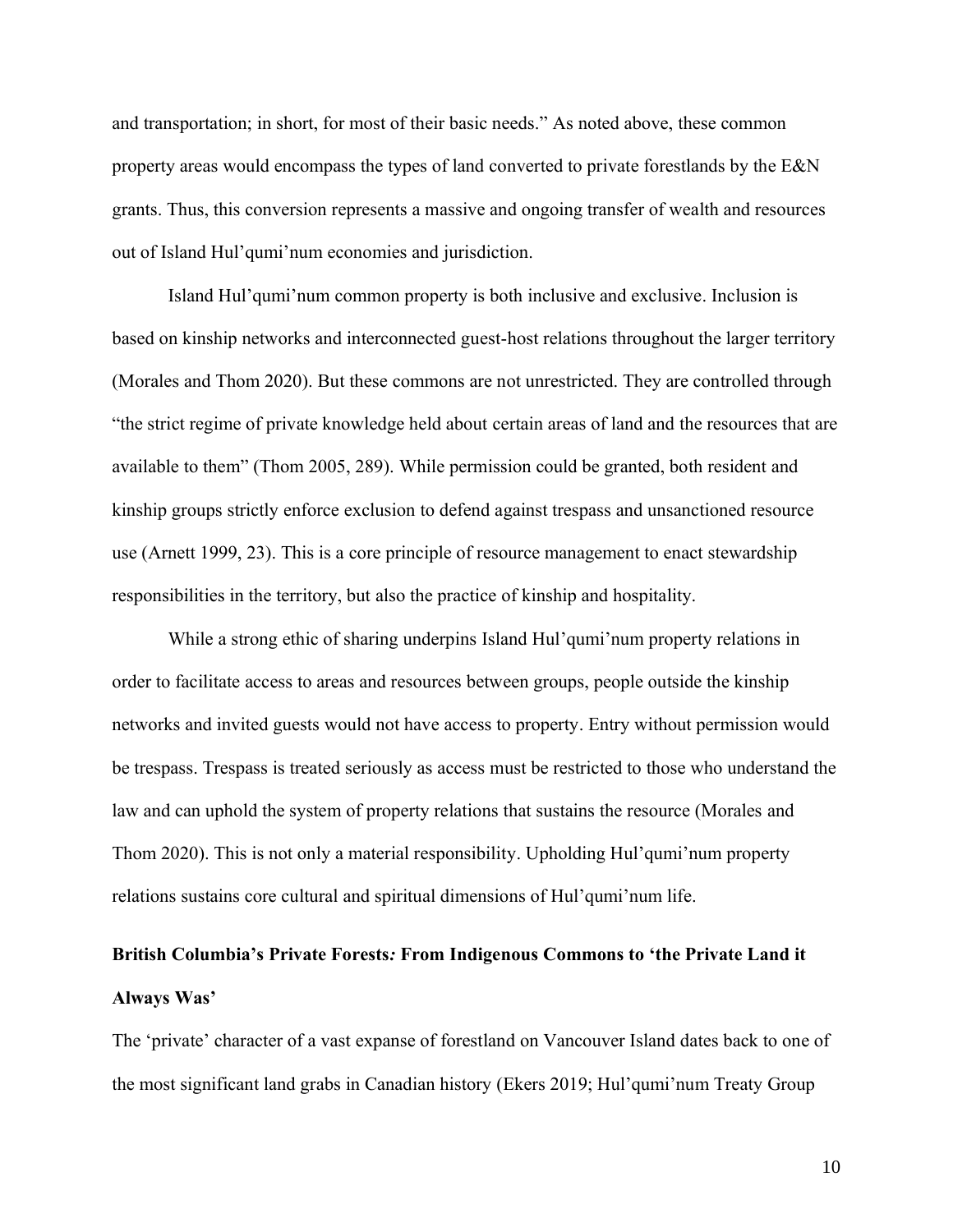and transportation; in short, for most of their basic needs." As noted above, these common property areas would encompass the types of land converted to private forestlands by the E&N grants. Thus, this conversion represents a massive and ongoing transfer of wealth and resources out of Island Hul'qumi'num economies and jurisdiction.

Island Hul'qumi'num common property is both inclusive and exclusive. Inclusion is based on kinship networks and interconnected guest-host relations throughout the larger territory (Morales and Thom 2020). But these commons are not unrestricted. They are controlled through "the strict regime of private knowledge held about certain areas of land and the resources that are available to them" (Thom 2005, 289). While permission could be granted, both resident and kinship groups strictly enforce exclusion to defend against trespass and unsanctioned resource use (Arnett 1999, 23). This is a core principle of resource management to enact stewardship responsibilities in the territory, but also the practice of kinship and hospitality.

While a strong ethic of sharing underpins Island Hul'qumi'num property relations in order to facilitate access to areas and resources between groups, people outside the kinship networks and invited guests would not have access to property. Entry without permission would be trespass. Trespass is treated seriously as access must be restricted to those who understand the law and can uphold the system of property relations that sustains the resource (Morales and Thom 2020). This is not only a material responsibility. Upholding Hul'qumi'num property relations sustains core cultural and spiritual dimensions of Hul'qumi'num life.

## British Columbia's Private Forests*:* From Indigenous Commons to 'the Private Land it Always Was'

The 'private' character of a vast expanse of forestland on Vancouver Island dates back to one of the most significant land grabs in Canadian history (Ekers 2019; Hul'qumi'num Treaty Group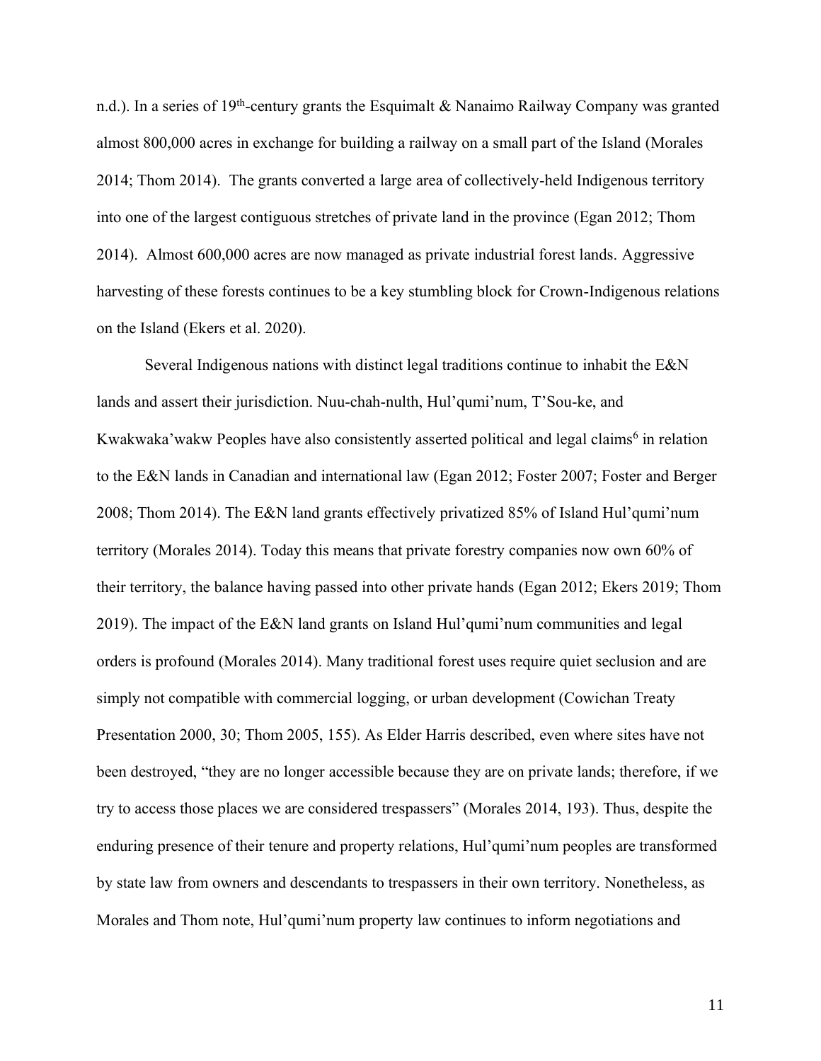n.d.). In a series of 19th-century grants the Esquimalt & Nanaimo Railway Company was granted almost 800,000 acres in exchange for building a railway on a small part of the Island (Morales 2014; Thom 2014). The grants converted a large area of collectively-held Indigenous territory into one of the largest contiguous stretches of private land in the province (Egan 2012; Thom 2014). Almost 600,000 acres are now managed as private industrial forest lands. Aggressive harvesting of these forests continues to be a key stumbling block for Crown-Indigenous relations on the Island (Ekers et al. 2020).

Several Indigenous nations with distinct legal traditions continue to inhabit the E&N lands and assert their jurisdiction. Nuu-chah-nulth, Hul'qumi'num, T'Sou-ke, and Kwakwaka'wakw Peoples have also consistently asserted political and legal claims[6] in relation to the E&N lands in Canadian and international law (Egan 2012; Foster 2007; Foster and Berger 2008; Thom 2014). The E&N land grants effectively privatized 85% of Island Hul'qumi'num territory (Morales 2014). Today this means that private forestry companies now own 60% of their territory, the balance having passed into other private hands (Egan 2012; Ekers 2019; Thom 2019). The impact of the E&N land grants on Island Hul'qumi'num communities and legal orders is profound (Morales 2014). Many traditional forest uses require quiet seclusion and are simply not compatible with commercial logging, or urban development (Cowichan Treaty Presentation 2000, 30; Thom 2005, 155). As Elder Harris described, even where sites have not been destroyed, "they are no longer accessible because they are on private lands; therefore, if we try to access those places we are considered trespassers" (Morales 2014, 193). Thus, despite the enduring presence of their tenure and property relations, Hul'qumi'num peoples are transformed by state law from owners and descendants to trespassers in their own territory. Nonetheless, as Morales and Thom note, Hul'qumi'num property law continues to inform negotiations and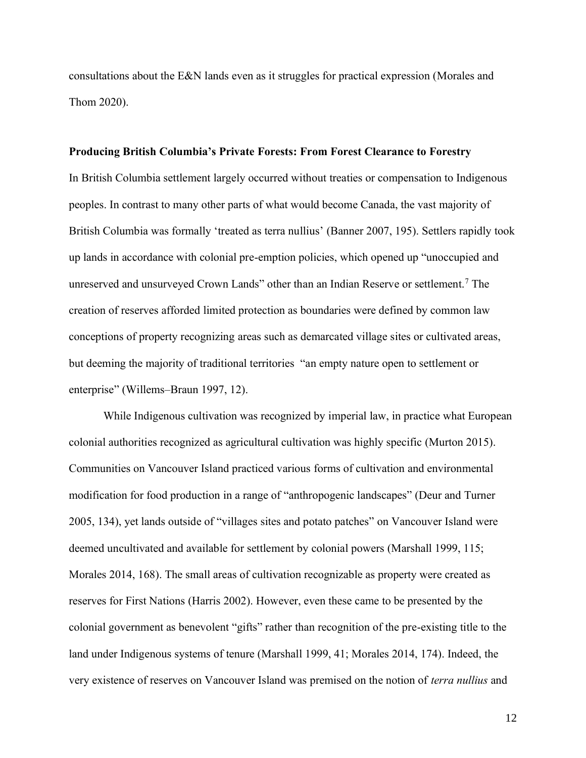consultations about the E&N lands even as it struggles for practical expression (Morales and Thom 2020).

## Producing British Columbia's Private Forests: From Forest Clearance to Forestry

In British Columbia settlement largely occurred without treaties or compensation to Indigenous peoples. In contrast to many other parts of what would become Canada, the vast majority of British Columbia was formally 'treated as terra nullius' (Banner 2007, 195). Settlers rapidly took up lands in accordance with colonial pre-emption policies, which opened up "unoccupied and unreserved and unsurveyed Crown Lands" other than an Indian Reserve or settlement.[7] The creation of reserves afforded limited protection as boundaries were defined by common law conceptions of property recognizing areas such as demarcated village sites or cultivated areas, but deeming the majority of traditional territories "an empty nature open to settlement or enterprise" (Willems–Braun 1997, 12).

While Indigenous cultivation was recognized by imperial law, in practice what European colonial authorities recognized as agricultural cultivation was highly specific (Murton 2015). Communities on Vancouver Island practiced various forms of cultivation and environmental modification for food production in a range of "anthropogenic landscapes" (Deur and Turner 2005, 134), yet lands outside of "villages sites and potato patches" on Vancouver Island were deemed uncultivated and available for settlement by colonial powers (Marshall 1999, 115; Morales 2014, 168). The small areas of cultivation recognizable as property were created as reserves for First Nations (Harris 2002). However, even these came to be presented by the colonial government as benevolent "gifts" rather than recognition of the pre-existing title to the land under Indigenous systems of tenure (Marshall 1999, 41; Morales 2014, 174). Indeed, the very existence of reserves on Vancouver Island was premised on the notion of *terra nullius* and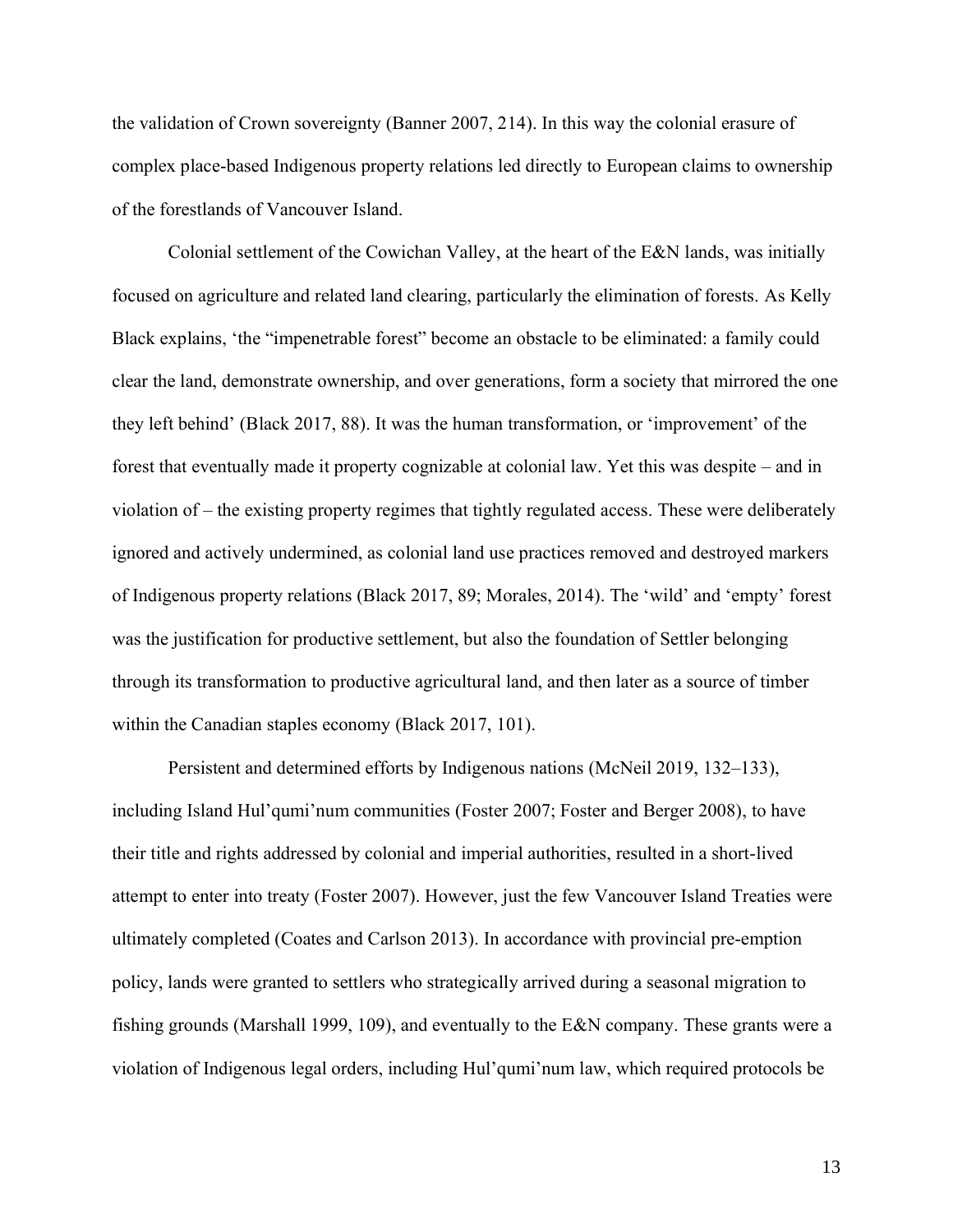the validation of Crown sovereignty (Banner 2007, 214). In this way the colonial erasure of complex place-based Indigenous property relations led directly to European claims to ownership of the forestlands of Vancouver Island.

Colonial settlement of the Cowichan Valley, at the heart of the E&N lands, was initially focused on agriculture and related land clearing, particularly the elimination of forests. As Kelly Black explains, 'the "impenetrable forest" become an obstacle to be eliminated: a family could clear the land, demonstrate ownership, and over generations, form a society that mirrored the one they left behind' (Black 2017, 88). It was the human transformation, or 'improvement' of the forest that eventually made it property cognizable at colonial law. Yet this was despite – and in violation of – the existing property regimes that tightly regulated access. These were deliberately ignored and actively undermined, as colonial land use practices removed and destroyed markers of Indigenous property relations (Black 2017, 89; Morales, 2014). The 'wild' and 'empty' forest was the justification for productive settlement, but also the foundation of Settler belonging through its transformation to productive agricultural land, and then later as a source of timber within the Canadian staples economy (Black 2017, 101).

Persistent and determined efforts by Indigenous nations (McNeil 2019, 132–133), including Island Hul'qumi'num communities (Foster 2007; Foster and Berger 2008), to have their title and rights addressed by colonial and imperial authorities, resulted in a short-lived attempt to enter into treaty (Foster 2007). However, just the few Vancouver Island Treaties were ultimately completed (Coates and Carlson 2013). In accordance with provincial pre-emption policy, lands were granted to settlers who strategically arrived during a seasonal migration to fishing grounds (Marshall 1999, 109), and eventually to the E&N company. These grants were a violation of Indigenous legal orders, including Hul'qumi'num law, which required protocols be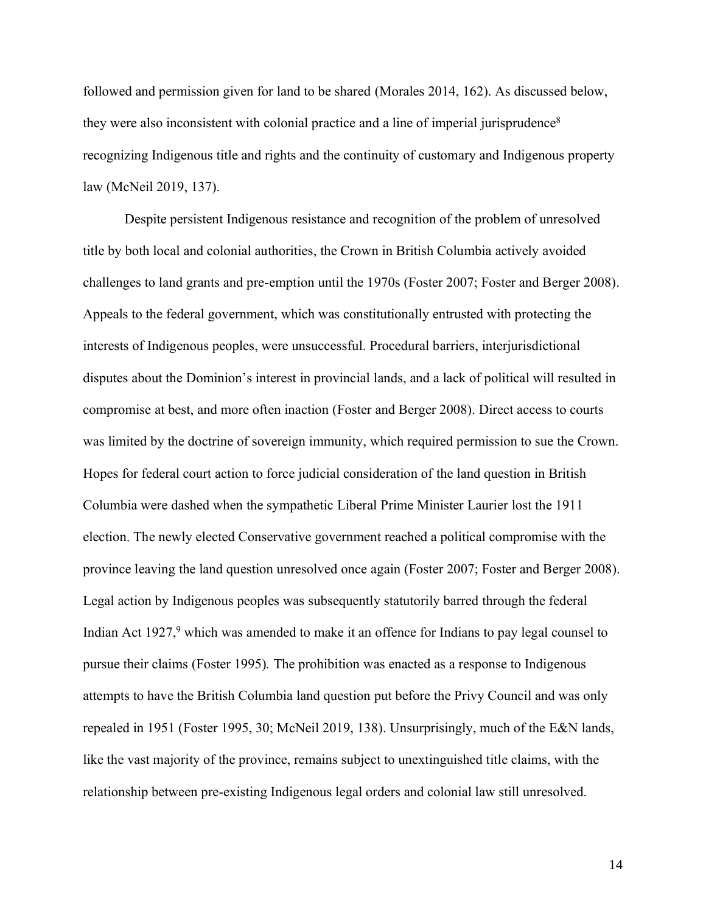followed and permission given for land to be shared (Morales 2014, 162). As discussed below, they were also inconsistent with colonial practice and a line of imperial jurisprudence[8] recognizing Indigenous title and rights and the continuity of customary and Indigenous property law (McNeil 2019, 137).

Despite persistent Indigenous resistance and recognition of the problem of unresolved title by both local and colonial authorities, the Crown in British Columbia actively avoided challenges to land grants and pre-emption until the 1970s (Foster 2007; Foster and Berger 2008). Appeals to the federal government, which was constitutionally entrusted with protecting the interests of Indigenous peoples, were unsuccessful. Procedural barriers, interjurisdictional disputes about the Dominion's interest in provincial lands, and a lack of political will resulted in compromise at best, and more often inaction (Foster and Berger 2008). Direct access to courts was limited by the doctrine of sovereign immunity, which required permission to sue the Crown. Hopes for federal court action to force judicial consideration of the land question in British Columbia were dashed when the sympathetic Liberal Prime Minister Laurier lost the 1911 election. The newly elected Conservative government reached a political compromise with the province leaving the land question unresolved once again (Foster 2007; Foster and Berger 2008). Legal action by Indigenous peoples was subsequently statutorily barred through the federal Indian Act 1927,[9] which was amended to make it an offence for Indians to pay legal counsel to pursue their claims (Foster 1995). The prohibition was enacted as a response to Indigenous attempts to have the British Columbia land question put before the Privy Council and was only repealed in 1951 (Foster 1995, 30; McNeil 2019, 138). Unsurprisingly, much of the E&N lands, like the vast majority of the province, remains subject to unextinguished title claims, with the relationship between pre-existing Indigenous legal orders and colonial law still unresolved.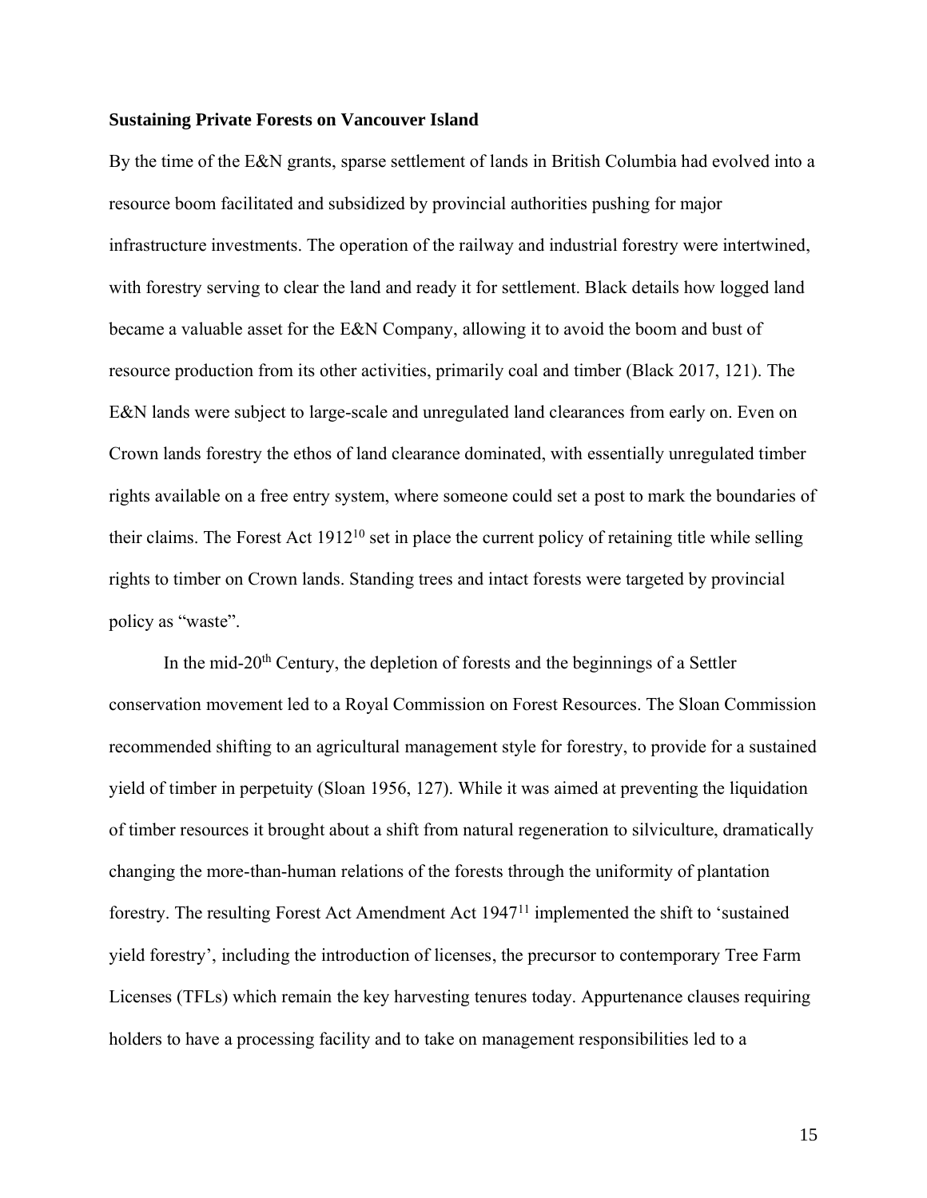**Sustaining Private Forests on Vancouver Island**

By the time of the E&N grants, sparse settlement of lands in British Columbia had evolved into a resource boom facilitated and subsidized by provincial authorities pushing for major infrastructure investments. The operation of the railway and industrial forestry were intertwined, with forestry serving to clear the land and ready it for settlement. Black details how logged land became a valuable asset for the E&N Company, allowing it to avoid the boom and bust of resource production from its other activities, primarily coal and timber (Black 2017, 121). The E&N lands were subject to large-scale and unregulated land clearances from early on. Even on Crown lands forestry the ethos of land clearance dominated, with essentially unregulated timber rights available on a free entry system, where someone could set a post to mark the boundaries of their claims. The Forest Act 1912[10] set in place the current policy of retaining title while selling rights to timber on Crown lands. Standing trees and intact forests were targeted by provincial policy as "waste".

In the mid-20th Century, the depletion of forests and the beginnings of a Settler conservation movement led to a Royal Commission on Forest Resources. The Sloan Commission recommended shifting to an agricultural management style for forestry, to provide for a sustained yield of timber in perpetuity (Sloan 1956, 127). While it was aimed at preventing the liquidation of timber resources it brought about a shift from natural regeneration to silviculture, dramatically changing the more-than-human relations of the forests through the uniformity of plantation forestry. The resulting Forest Act Amendment Act 1947[11] implemented the shift to 'sustained yield forestry', including the introduction of licenses, the precursor to contemporary Tree Farm Licenses (TFLs) which remain the key harvesting tenures today. Appurtenance clauses requiring holders to have a processing facility and to take on management responsibilities led to a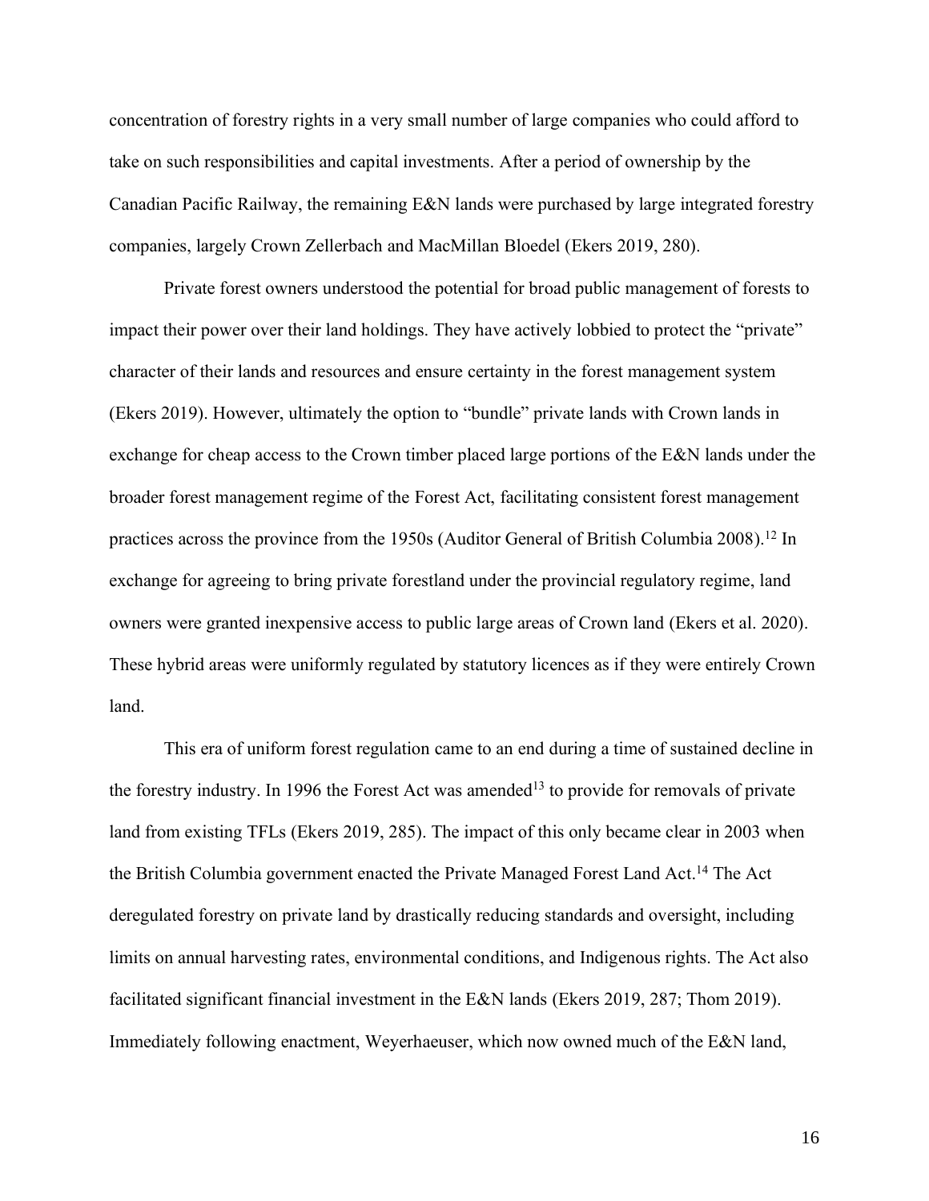concentration of forestry rights in a very small number of large companies who could afford to take on such responsibilities and capital investments. After a period of ownership by the Canadian Pacific Railway, the remaining E&N lands were purchased by large integrated forestry companies, largely Crown Zellerbach and MacMillan Bloedel (Ekers 2019, 280).

Private forest owners understood the potential for broad public management of forests to impact their power over their land holdings. They have actively lobbied to protect the "private" character of their lands and resources and ensure certainty in the forest management system (Ekers 2019). However, ultimately the option to "bundle" private lands with Crown lands in exchange for cheap access to the Crown timber placed large portions of the E&N lands under the broader forest management regime of the Forest Act, facilitating consistent forest management practices across the province from the 1950s (Auditor General of British Columbia 2008).[12] In exchange for agreeing to bring private forestland under the provincial regulatory regime, land owners were granted inexpensive access to public large areas of Crown land (Ekers et al. 2020). These hybrid areas were uniformly regulated by statutory licences as if they were entirely Crown land.

This era of uniform forest regulation came to an end during a time of sustained decline in the forestry industry. In 1996 the Forest Act was amended[13] to provide for removals of private land from existing TFLs (Ekers 2019, 285). The impact of this only became clear in 2003 when the British Columbia government enacted the Private Managed Forest Land Act.[14] The Act deregulated forestry on private land by drastically reducing standards and oversight, including limits on annual harvesting rates, environmental conditions, and Indigenous rights. The Act also facilitated significant financial investment in the E&N lands (Ekers 2019, 287; Thom 2019). Immediately following enactment, Weyerhaeuser, which now owned much of the E&N land,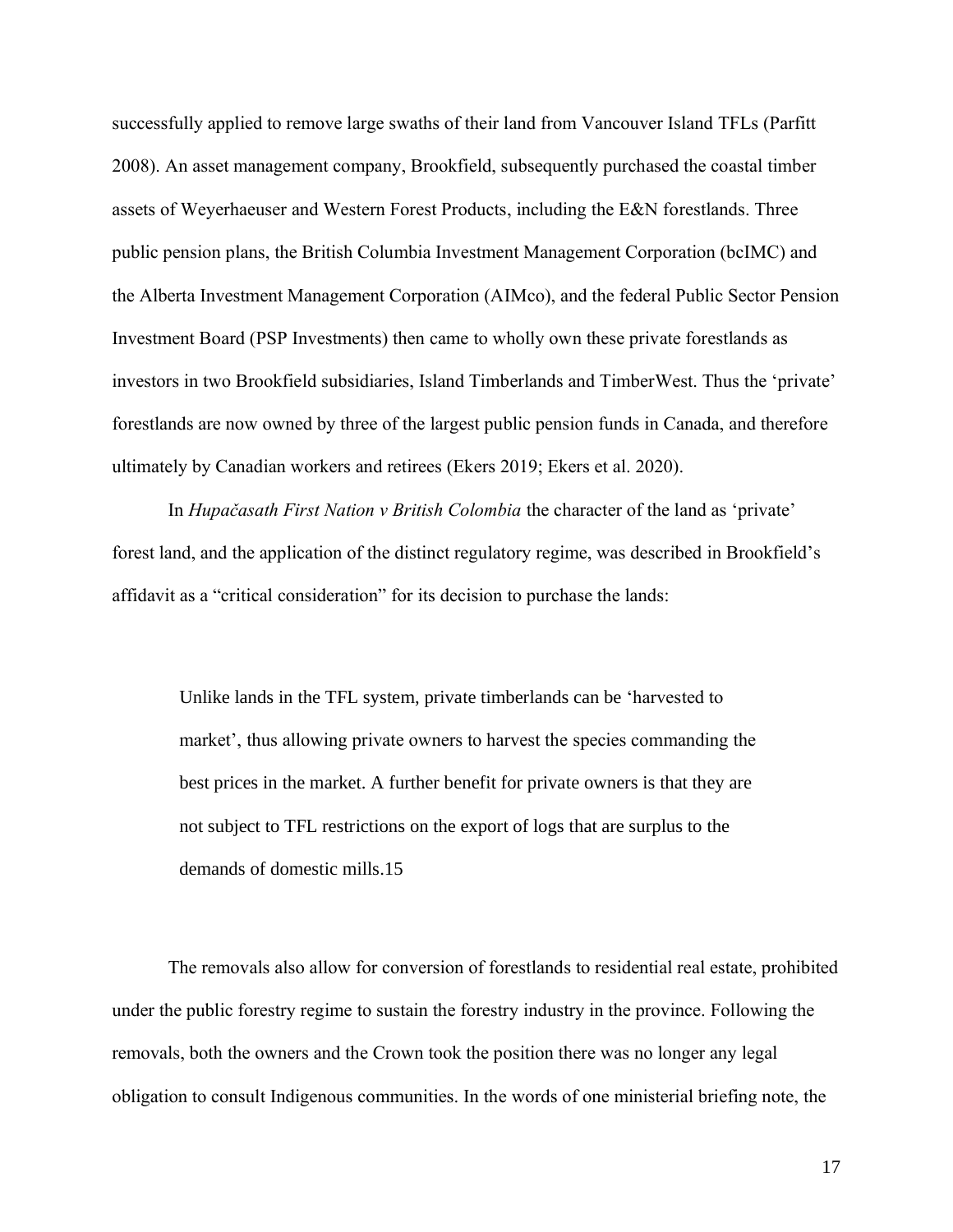successfully applied to remove large swaths of their land from Vancouver Island TFLs (Parfitt 2008). An asset management company, Brookfield, subsequently purchased the coastal timber assets of Weyerhaeuser and Western Forest Products, including the E&N forestlands. Three public pension plans, the British Columbia Investment Management Corporation (bcIMC) and the Alberta Investment Management Corporation (AIMco), and the federal Public Sector Pension Investment Board (PSP Investments) then came to wholly own these private forestlands as investors in two Brookfield subsidiaries, Island Timberlands and TimberWest. Thus the 'private' forestlands are now owned by three of the largest public pension funds in Canada, and therefore ultimately by Canadian workers and retirees (Ekers 2019; Ekers et al. 2020).

In *Hupačasath First Nation v British Colombia* the character of the land as 'private' forest land, and the application of the distinct regulatory regime, was described in Brookfield's affidavit as a "critical consideration" for its decision to purchase the lands:

> Unlike lands in the TFL system, private timberlands can be 'harvested to market', thus allowing private owners to harvest the species commanding the best prices in the market. A further benefit for private owners is that they are not subject to TFL restrictions on the export of logs that are surplus to the demands of domestic mills.15

The removals also allow for conversion of forestlands to residential real estate, prohibited under the public forestry regime to sustain the forestry industry in the province. Following the removals, both the owners and the Crown took the position there was no longer any legal obligation to consult Indigenous communities. In the words of one ministerial briefing note, the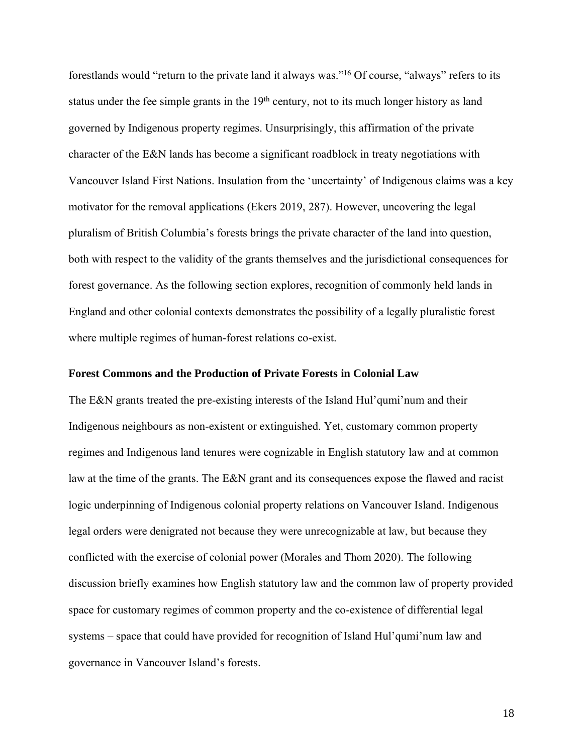forestlands would "return to the private land it always was."[16] Of course, "always" refers to its status under the fee simple grants in the 19th century, not to its much longer history as land governed by Indigenous property regimes. Unsurprisingly, this affirmation of the private character of the E&N lands has become a significant roadblock in treaty negotiations with Vancouver Island First Nations. Insulation from the 'uncertainty' of Indigenous claims was a key motivator for the removal applications (Ekers 2019, 287). However, uncovering the legal pluralism of British Columbia's forests brings the private character of the land into question, both with respect to the validity of the grants themselves and the jurisdictional consequences for forest governance. As the following section explores, recognition of commonly held lands in England and other colonial contexts demonstrates the possibility of a legally pluralistic forest where multiple regimes of human-forest relations co-exist.

## Forest Commons and the Production of Private Forests in Colonial Law

The E&N grants treated the pre-existing interests of the Island Hul'qumi'num and their Indigenous neighbours as non-existent or extinguished. Yet, customary common property regimes and Indigenous land tenures were cognizable in English statutory law and at common law at the time of the grants. The E&N grant and its consequences expose the flawed and racist logic underpinning of Indigenous colonial property relations on Vancouver Island. Indigenous legal orders were denigrated not because they were unrecognizable at law, but because they conflicted with the exercise of colonial power (Morales and Thom 2020). The following discussion briefly examines how English statutory law and the common law of property provided space for customary regimes of common property and the co-existence of differential legal systems – space that could have provided for recognition of Island Hul'qumi'num law and governance in Vancouver Island's forests.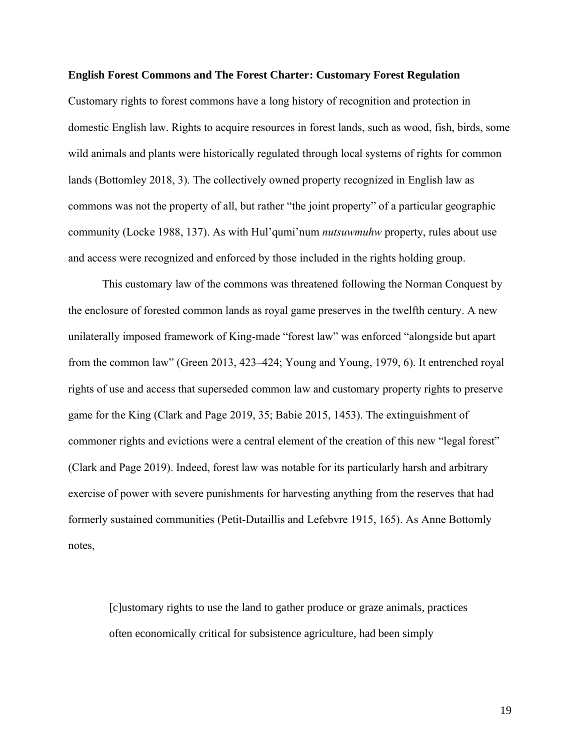**English Forest Commons and The Forest Charter: Customary Forest Regulation**

Customary rights to forest commons have a long history of recognition and protection in domestic English law. Rights to acquire resources in forest lands, such as wood, fish, birds, some wild animals and plants were historically regulated through local systems of rights for common lands (Bottomley 2018, 3). The collectively owned property recognized in English law as commons was not the property of all, but rather "the joint property" of a particular geographic community (Locke 1988, 137). As with Hul'qumi'num *nutsuwmuhw* property, rules about use and access were recognized and enforced by those included in the rights holding group.

This customary law of the commons was threatened following the Norman Conquest by the enclosure of forested common lands as royal game preserves in the twelfth century. A new unilaterally imposed framework of King-made "forest law" was enforced "alongside but apart from the common law" (Green 2013, 423–424; Young and Young, 1979, 6). It entrenched royal rights of use and access that superseded common law and customary property rights to preserve game for the King (Clark and Page 2019, 35; Babie 2015, 1453). The extinguishment of commoner rights and evictions were a central element of the creation of this new "legal forest" (Clark and Page 2019). Indeed, forest law was notable for its particularly harsh and arbitrary exercise of power with severe punishments for harvesting anything from the reserves that had formerly sustained communities (Petit-Dutaillis and Lefebvre 1915, 165). As Anne Bottomly notes,

> [c]ustomary rights to use the land to gather produce or graze animals, practices often economically critical for subsistence agriculture, had been simply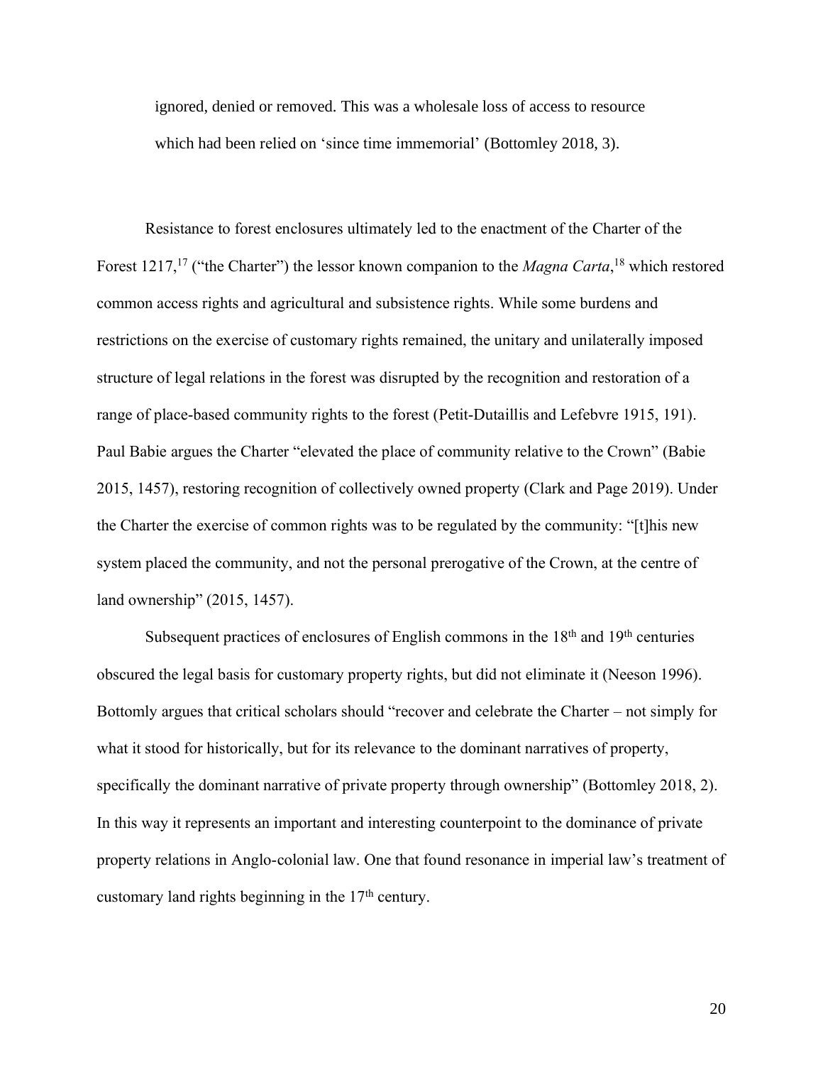> ignored, denied or removed. This was a wholesale loss of access to resource which had been relied on 'since time immemorial' (Bottomley 2018, 3).

Resistance to forest enclosures ultimately led to the enactment of the Charter of the Forest 1217,[17] ("the Charter") the lessor known companion to the *Magna Carta*,[18] which restored common access rights and agricultural and subsistence rights. While some burdens and restrictions on the exercise of customary rights remained, the unitary and unilaterally imposed structure of legal relations in the forest was disrupted by the recognition and restoration of a range of place-based community rights to the forest (Petit-Dutaillis and Lefebvre 1915, 191). Paul Babie argues the Charter "elevated the place of community relative to the Crown" (Babie 2015, 1457), restoring recognition of collectively owned property (Clark and Page 2019). Under the Charter the exercise of common rights was to be regulated by the community: "[t]his new system placed the community, and not the personal prerogative of the Crown, at the centre of land ownership" (2015, 1457).

Subsequent practices of enclosures of English commons in the 18th and 19th centuries obscured the legal basis for customary property rights, but did not eliminate it (Neeson 1996). Bottomly argues that critical scholars should "recover and celebrate the Charter – not simply for what it stood for historically, but for its relevance to the dominant narratives of property, specifically the dominant narrative of private property through ownership" (Bottomley 2018, 2). In this way it represents an important and interesting counterpoint to the dominance of private property relations in Anglo-colonial law. One that found resonance in imperial law's treatment of customary land rights beginning in the 17th century.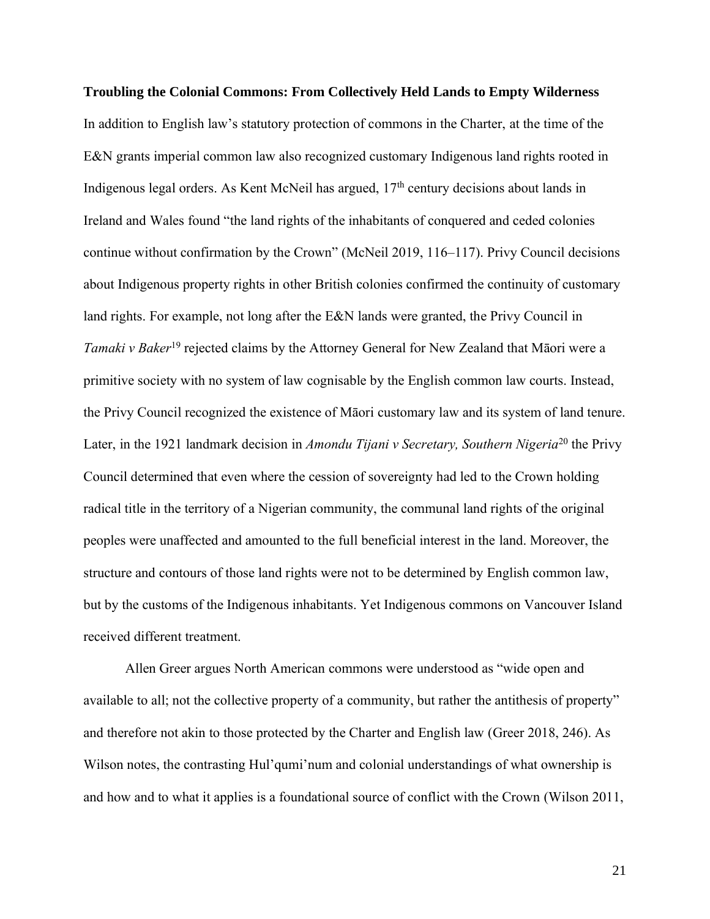**Troubling the Colonial Commons: From Collectively Held Lands to Empty Wilderness**

In addition to English law's statutory protection of commons in the Charter, at the time of the E&N grants imperial common law also recognized customary Indigenous land rights rooted in Indigenous legal orders. As Kent McNeil has argued, 17th century decisions about lands in Ireland and Wales found "the land rights of the inhabitants of conquered and ceded colonies continue without confirmation by the Crown" (McNeil 2019, 116–117). Privy Council decisions about Indigenous property rights in other British colonies confirmed the continuity of customary land rights. For example, not long after the E&N lands were granted, the Privy Council in *Tamaki v Baker*[19] rejected claims by the Attorney General for New Zealand that Māori were a primitive society with no system of law cognisable by the English common law courts. Instead, the Privy Council recognized the existence of Māori customary law and its system of land tenure. Later, in the 1921 landmark decision in *Amondu Tijani v Secretary, Southern Nigeria*[20] the Privy Council determined that even where the cession of sovereignty had led to the Crown holding radical title in the territory of a Nigerian community, the communal land rights of the original peoples were unaffected and amounted to the full beneficial interest in the land. Moreover, the structure and contours of those land rights were not to be determined by English common law, but by the customs of the Indigenous inhabitants. Yet Indigenous commons on Vancouver Island received different treatment.

Allen Greer argues North American commons were understood as "wide open and available to all; not the collective property of a community, but rather the antithesis of property" and therefore not akin to those protected by the Charter and English law (Greer 2018, 246). As Wilson notes, the contrasting Hul'qumi'num and colonial understandings of what ownership is and how and to what it applies is a foundational source of conflict with the Crown (Wilson 2011,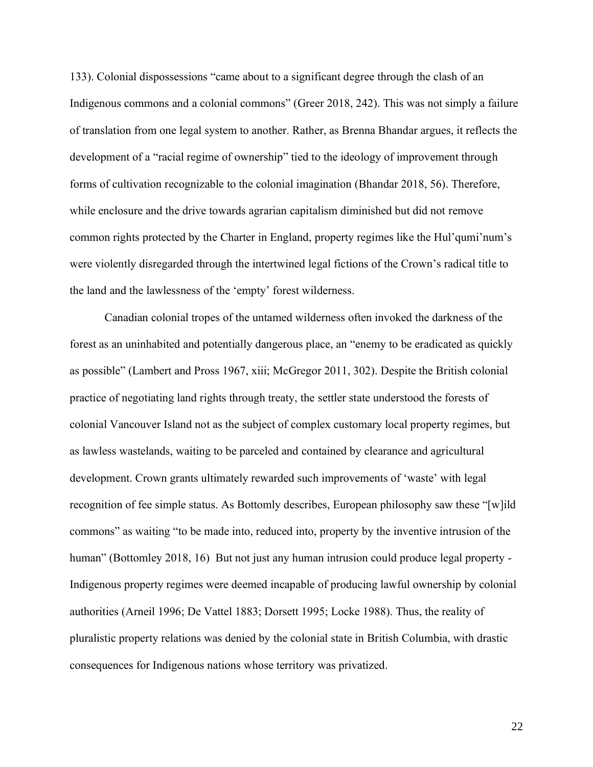133). Colonial dispossessions "came about to a significant degree through the clash of an Indigenous commons and a colonial commons" (Greer 2018, 242). This was not simply a failure of translation from one legal system to another. Rather, as Brenna Bhandar argues, it reflects the development of a "racial regime of ownership" tied to the ideology of improvement through forms of cultivation recognizable to the colonial imagination (Bhandar 2018, 56). Therefore, while enclosure and the drive towards agrarian capitalism diminished but did not remove common rights protected by the Charter in England, property regimes like the Hul'qumi'num's were violently disregarded through the intertwined legal fictions of the Crown's radical title to the land and the lawlessness of the 'empty' forest wilderness.

Canadian colonial tropes of the untamed wilderness often invoked the darkness of the forest as an uninhabited and potentially dangerous place, an "enemy to be eradicated as quickly as possible" (Lambert and Pross 1967, xiii; McGregor 2011, 302). Despite the British colonial practice of negotiating land rights through treaty, the settler state understood the forests of colonial Vancouver Island not as the subject of complex customary local property regimes, but as lawless wastelands, waiting to be parceled and contained by clearance and agricultural development. Crown grants ultimately rewarded such improvements of 'waste' with legal recognition of fee simple status. As Bottomly describes, European philosophy saw these "[w]ild commons" as waiting "to be made into, reduced into, property by the inventive intrusion of the human" (Bottomley 2018, 16) But not just any human intrusion could produce legal property - Indigenous property regimes were deemed incapable of producing lawful ownership by colonial authorities (Arneil 1996; De Vattel 1883; Dorsett 1995; Locke 1988). Thus, the reality of pluralistic property relations was denied by the colonial state in British Columbia, with drastic consequences for Indigenous nations whose territory was privatized.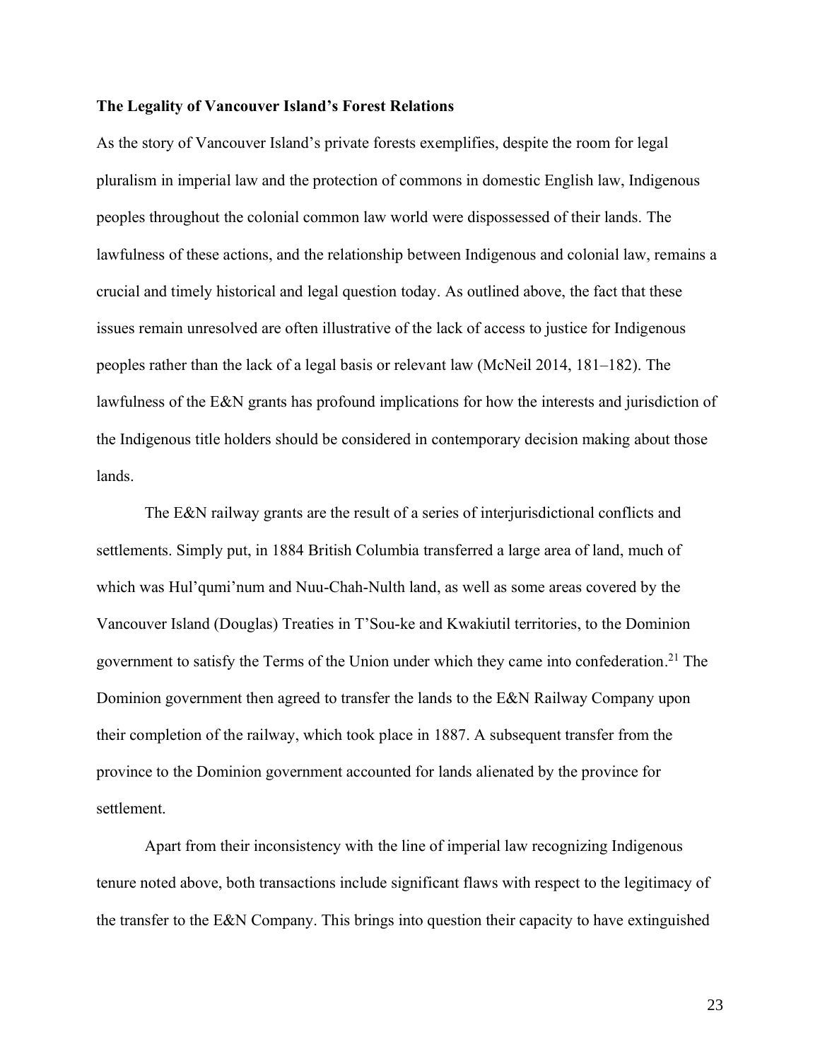**The Legality of Vancouver Island's Forest Relations**

As the story of Vancouver Island's private forests exemplifies, despite the room for legal pluralism in imperial law and the protection of commons in domestic English law, Indigenous peoples throughout the colonial common law world were dispossessed of their lands. The lawfulness of these actions, and the relationship between Indigenous and colonial law, remains a crucial and timely historical and legal question today. As outlined above, the fact that these issues remain unresolved are often illustrative of the lack of access to justice for Indigenous peoples rather than the lack of a legal basis or relevant law (McNeil 2014, 181–182). The lawfulness of the E&N grants has profound implications for how the interests and jurisdiction of the Indigenous title holders should be considered in contemporary decision making about those lands.

The E&N railway grants are the result of a series of interjurisdictional conflicts and settlements. Simply put, in 1884 British Columbia transferred a large area of land, much of which was Hul'qumi'num and Nuu-Chah-Nulth land, as well as some areas covered by the Vancouver Island (Douglas) Treaties in T'Sou-ke and Kwakiutil territories, to the Dominion government to satisfy the Terms of the Union under which they came into confederation.[21] The Dominion government then agreed to transfer the lands to the E&N Railway Company upon their completion of the railway, which took place in 1887. A subsequent transfer from the province to the Dominion government accounted for lands alienated by the province for settlement.

Apart from their inconsistency with the line of imperial law recognizing Indigenous tenure noted above, both transactions include significant flaws with respect to the legitimacy of the transfer to the E&N Company. This brings into question their capacity to have extinguished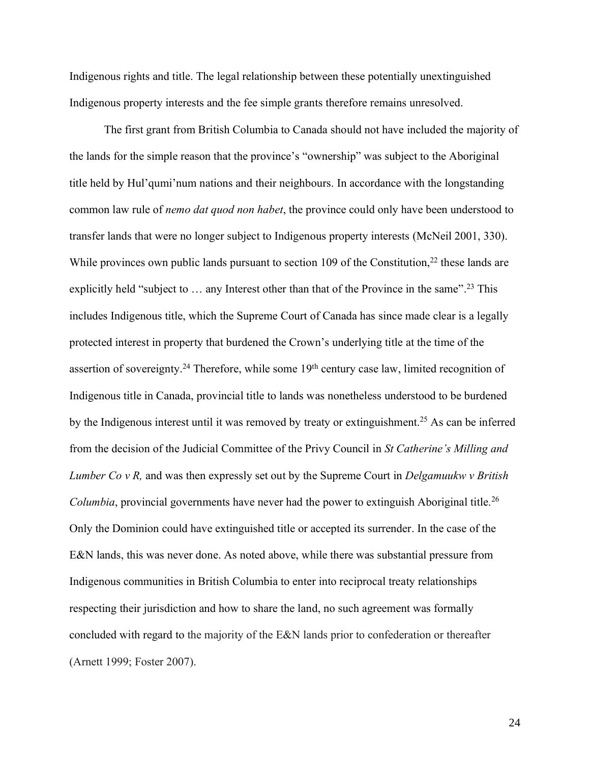Indigenous rights and title. The legal relationship between these potentially unextinguished Indigenous property interests and the fee simple grants therefore remains unresolved.

The first grant from British Columbia to Canada should not have included the majority of the lands for the simple reason that the province's "ownership" was subject to the Aboriginal title held by Hul'qumi'num nations and their neighbours. In accordance with the longstanding common law rule of *nemo dat quod non habet*, the province could only have been understood to transfer lands that were no longer subject to Indigenous property interests (McNeil 2001, 330). While provinces own public lands pursuant to section 109 of the Constitution,[22] these lands are explicitly held "subject to … any Interest other than that of the Province in the same".[23] This includes Indigenous title, which the Supreme Court of Canada has since made clear is a legally protected interest in property that burdened the Crown's underlying title at the time of the assertion of sovereignty.[24] Therefore, while some 19th century case law, limited recognition of Indigenous title in Canada, provincial title to lands was nonetheless understood to be burdened by the Indigenous interest until it was removed by treaty or extinguishment.[25] As can be inferred from the decision of the Judicial Committee of the Privy Council in *St Catherine's Milling and Lumber Co v R,* and was then expressly set out by the Supreme Court in *Delgamuukw v British Columbia*, provincial governments have never had the power to extinguish Aboriginal title.[26] Only the Dominion could have extinguished title or accepted its surrender. In the case of the E&N lands, this was never done. As noted above, while there was substantial pressure from Indigenous communities in British Columbia to enter into reciprocal treaty relationships respecting their jurisdiction and how to share the land, no such agreement was formally concluded with regard to the majority of the E&N lands prior to confederation or thereafter (Arnett 1999; Foster 2007).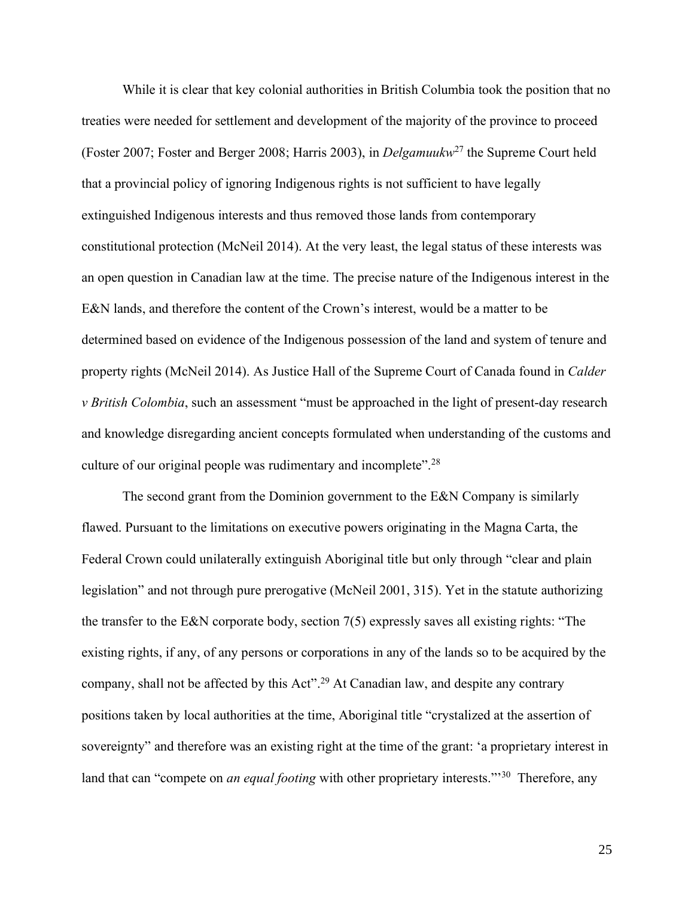While it is clear that key colonial authorities in British Columbia took the position that no treaties were needed for settlement and development of the majority of the province to proceed (Foster 2007; Foster and Berger 2008; Harris 2003), in *Delgamuukw*[27] the Supreme Court held that a provincial policy of ignoring Indigenous rights is not sufficient to have legally extinguished Indigenous interests and thus removed those lands from contemporary constitutional protection (McNeil 2014). At the very least, the legal status of these interests was an open question in Canadian law at the time. The precise nature of the Indigenous interest in the E&N lands, and therefore the content of the Crown's interest, would be a matter to be determined based on evidence of the Indigenous possession of the land and system of tenure and property rights (McNeil 2014). As Justice Hall of the Supreme Court of Canada found in *Calder v British Colombia*, such an assessment "must be approached in the light of present-day research and knowledge disregarding ancient concepts formulated when understanding of the customs and culture of our original people was rudimentary and incomplete".[28]

The second grant from the Dominion government to the E&N Company is similarly flawed. Pursuant to the limitations on executive powers originating in the Magna Carta, the Federal Crown could unilaterally extinguish Aboriginal title but only through "clear and plain legislation" and not through pure prerogative (McNeil 2001, 315). Yet in the statute authorizing the transfer to the E&N corporate body, section 7(5) expressly saves all existing rights: "The existing rights, if any, of any persons or corporations in any of the lands so to be acquired by the company, shall not be affected by this Act".[29] At Canadian law, and despite any contrary positions taken by local authorities at the time, Aboriginal title "crystalized at the assertion of sovereignty" and therefore was an existing right at the time of the grant: 'a proprietary interest in land that can "compete on *an equal footing* with other proprietary interests."'[30] Therefore, any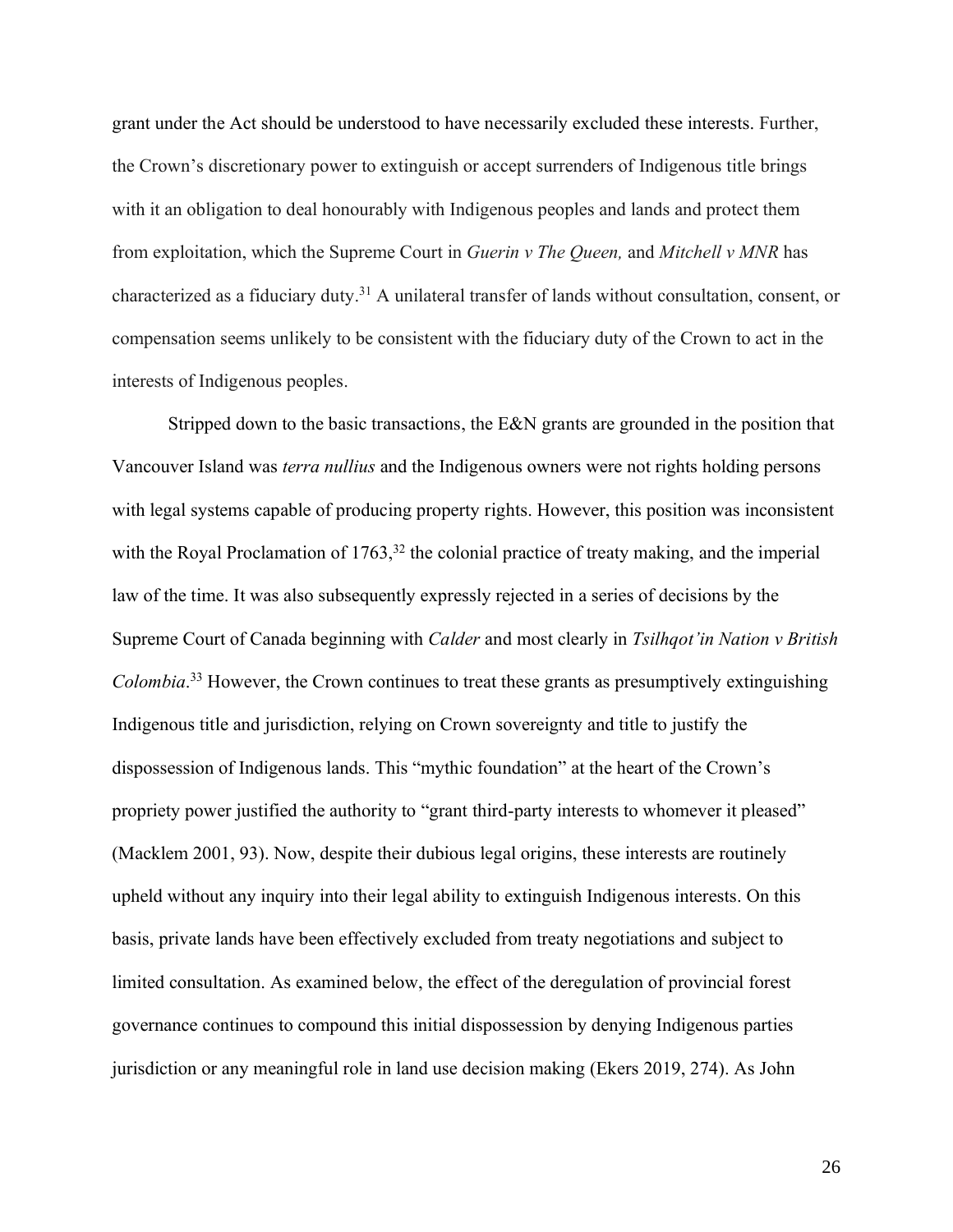grant under the Act should be understood to have necessarily excluded these interests. Further, the Crown's discretionary power to extinguish or accept surrenders of Indigenous title brings with it an obligation to deal honourably with Indigenous peoples and lands and protect them from exploitation, which the Supreme Court in *Guerin v The Queen,* and *Mitchell v MNR* has characterized as a fiduciary duty.[31] A unilateral transfer of lands without consultation, consent, or compensation seems unlikely to be consistent with the fiduciary duty of the Crown to act in the interests of Indigenous peoples.

Stripped down to the basic transactions, the E&N grants are grounded in the position that Vancouver Island was *terra nullius* and the Indigenous owners were not rights holding persons with legal systems capable of producing property rights. However, this position was inconsistent with the Royal Proclamation of 1763,[32] the colonial practice of treaty making, and the imperial law of the time. It was also subsequently expressly rejected in a series of decisions by the Supreme Court of Canada beginning with *Calder* and most clearly in *Tsilhqot'in Nation v British Columbia*.[33] However, the Crown continues to treat these grants as presumptively extinguishing Indigenous title and jurisdiction, relying on Crown sovereignty and title to justify the dispossession of Indigenous lands. This "mythic foundation" at the heart of the Crown's propriety power justified the authority to "grant third-party interests to whomever it pleased" (Macklem 2001, 93). Now, despite their dubious legal origins, these interests are routinely upheld without any inquiry into their legal ability to extinguish Indigenous interests. On this basis, private lands have been effectively excluded from treaty negotiations and subject to limited consultation. As examined below, the effect of the deregulation of provincial forest governance continues to compound this initial dispossession by denying Indigenous parties jurisdiction or any meaningful role in land use decision making (Ekers 2019, 274). As John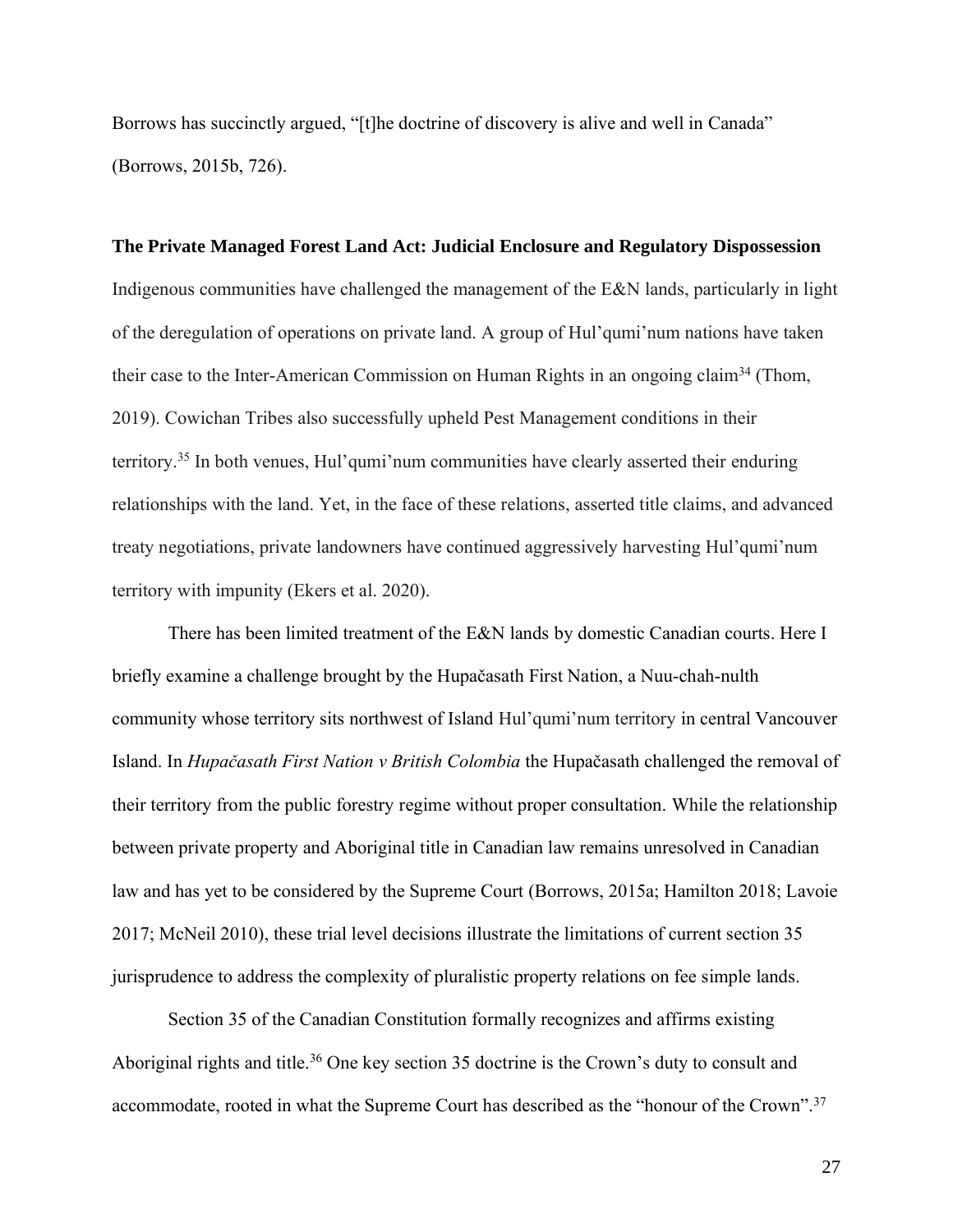Borrows has succinctly argued, "[t]he doctrine of discovery is alive and well in Canada" (Borrows, 2015b, 726).

## The Private Managed Forest Land Act: Judicial Enclosure and Regulatory Dispossession

Indigenous communities have challenged the management of the E&N lands, particularly in light of the deregulation of operations on private land. A group of Hul'qumi'num nations have taken their case to the Inter-American Commission on Human Rights in an ongoing claim[34] (Thom, 2019). Cowichan Tribes also successfully upheld Pest Management conditions in their territory.[35] In both venues, Hul'qumi'num communities have clearly asserted their enduring relationships with the land. Yet, in the face of these relations, asserted title claims, and advanced treaty negotiations, private landowners have continued aggressively harvesting Hul'qumi'num territory with impunity (Ekers et al. 2020).

There has been limited treatment of the E&N lands by domestic Canadian courts. Here I briefly examine a challenge brought by the Hupačasath First Nation, a Nuu-chah-nulth community whose territory sits northwest of Island Hul'qumi'num territory in central Vancouver Island. In *Hupačasath First Nation v British Colombia* the Hupačasath challenged the removal of their territory from the public forestry regime without proper consultation. While the relationship between private property and Aboriginal title in Canadian law remains unresolved in Canadian law and has yet to be considered by the Supreme Court (Borrows, 2015a; Hamilton 2018; Lavoie 2017; McNeil 2010), these trial level decisions illustrate the limitations of current section 35 jurisprudence to address the complexity of pluralistic property relations on fee simple lands.

Section 35 of the Canadian Constitution formally recognizes and affirms existing Aboriginal rights and title.[36] One key section 35 doctrine is the Crown's duty to consult and accommodate, rooted in what the Supreme Court has described as the "honour of the Crown".[37]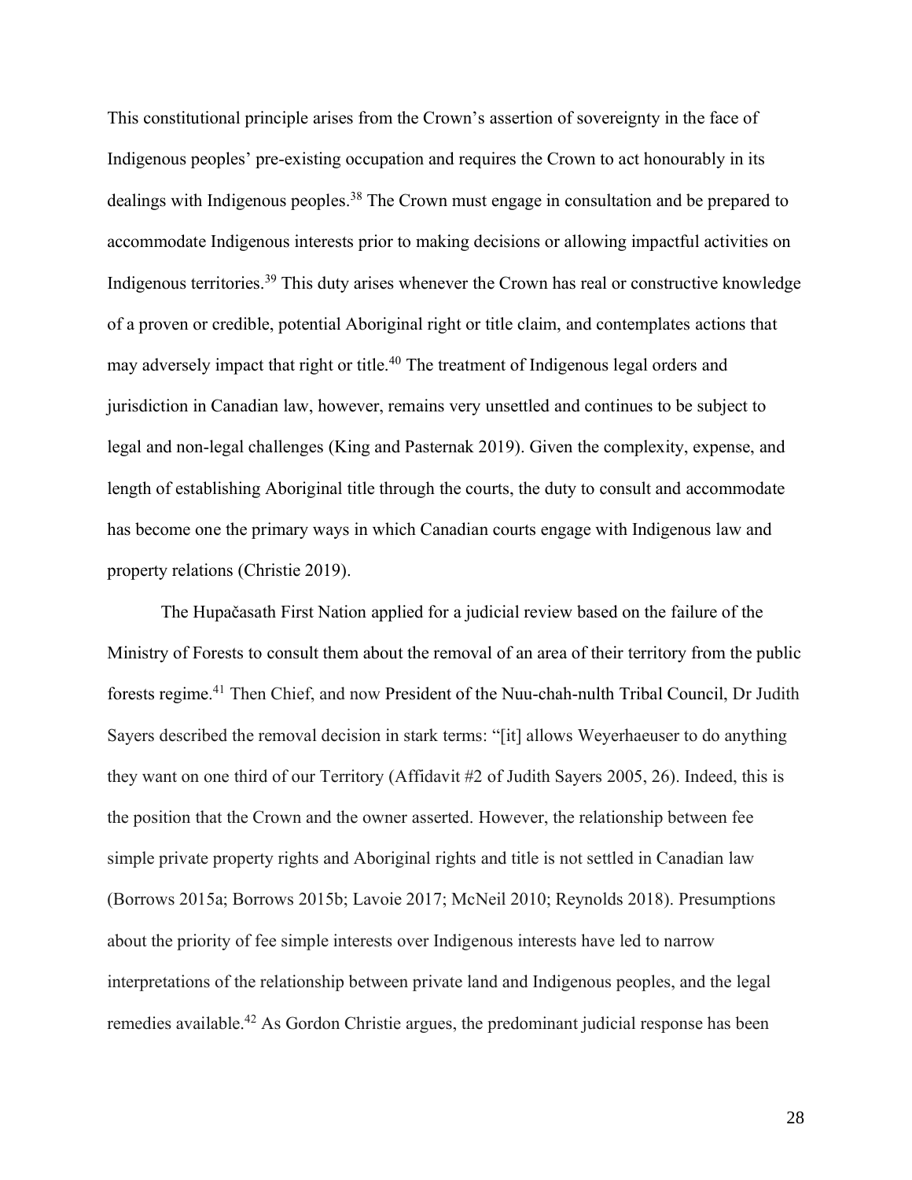This constitutional principle arises from the Crown's assertion of sovereignty in the face of Indigenous peoples' pre-existing occupation and requires the Crown to act honourably in its dealings with Indigenous peoples.[38] The Crown must engage in consultation and be prepared to accommodate Indigenous interests prior to making decisions or allowing impactful activities on Indigenous territories.[39] This duty arises whenever the Crown has real or constructive knowledge of a proven or credible, potential Aboriginal right or title claim, and contemplates actions that may adversely impact that right or title.[40] The treatment of Indigenous legal orders and jurisdiction in Canadian law, however, remains very unsettled and continues to be subject to legal and non-legal challenges (King and Pasternak 2019). Given the complexity, expense, and length of establishing Aboriginal title through the courts, the duty to consult and accommodate has become one the primary ways in which Canadian courts engage with Indigenous law and property relations (Christie 2019).

The Hupačasath First Nation applied for a judicial review based on the failure of the Ministry of Forests to consult them about the removal of an area of their territory from the public forests regime.[41] Then Chief, and now President of the Nuu-chah-nulth Tribal Council, Dr Judith Sayers described the removal decision in stark terms: "[it] allows Weyerhaeuser to do anything they want on one third of our Territory (Affidavit #2 of Judith Sayers 2005, 26). Indeed, this is the position that the Crown and the owner asserted. However, the relationship between fee simple private property rights and Aboriginal rights and title is not settled in Canadian law (Borrows 2015a; Borrows 2015b; Lavoie 2017; McNeil 2010; Reynolds 2018). Presumptions about the priority of fee simple interests over Indigenous interests have led to narrow interpretations of the relationship between private land and Indigenous peoples, and the legal remedies available.[42] As Gordon Christie argues, the predominant judicial response has been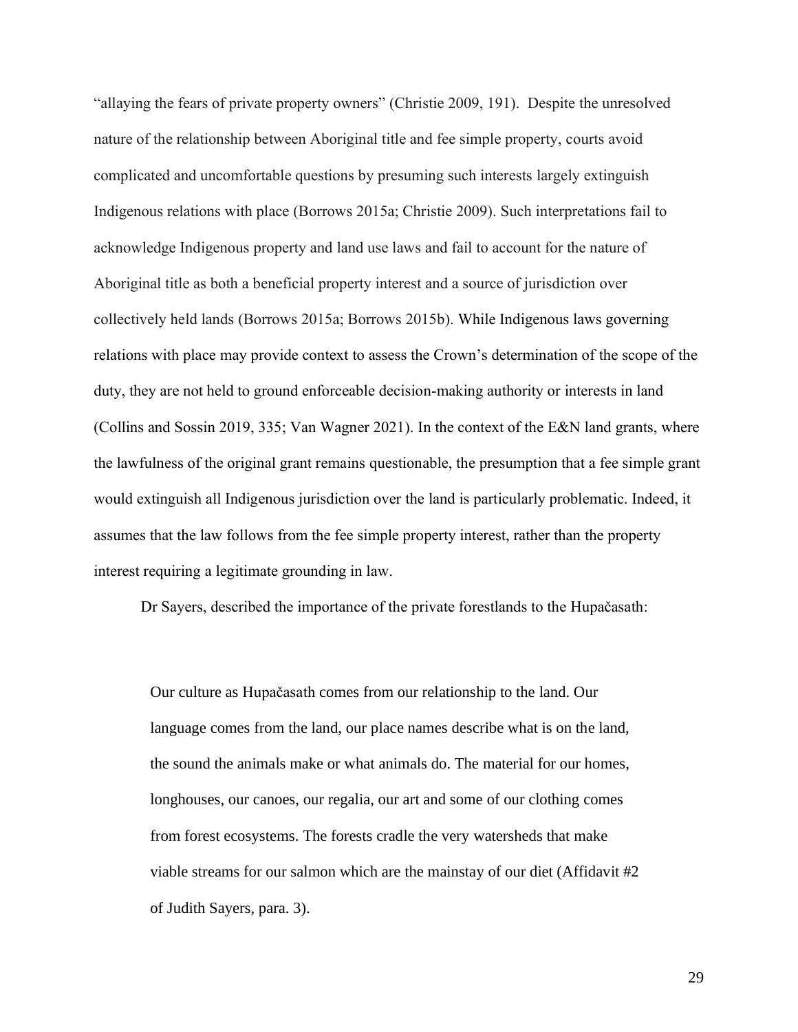"allaying the fears of private property owners" (Christie 2009, 191). Despite the unresolved nature of the relationship between Aboriginal title and fee simple property, courts avoid complicated and uncomfortable questions by presuming such interests largely extinguish Indigenous relations with place (Borrows 2015a; Christie 2009). Such interpretations fail to acknowledge Indigenous property and land use laws and fail to account for the nature of Aboriginal title as both a beneficial property interest and a source of jurisdiction over collectively held lands (Borrows 2015a; Borrows 2015b). While Indigenous laws governing relations with place may provide context to assess the Crown's determination of the scope of the duty, they are not held to ground enforceable decision-making authority or interests in land (Collins and Sossin 2019, 335; Van Wagner 2021). In the context of the E&N land grants, where the lawfulness of the original grant remains questionable, the presumption that a fee simple grant would extinguish all Indigenous jurisdiction over the land is particularly problematic. Indeed, it assumes that the law follows from the fee simple property interest, rather than the property interest requiring a legitimate grounding in law.

Dr Sayers, described the importance of the private forestlands to the Hupačasath:

> Our culture as Hupačasath comes from our relationship to the land. Our language comes from the land, our place names describe what is on the land, the sound the animals make or what animals do. The material for our homes, longhouses, our canoes, our regalia, our art and some of our clothing comes from forest ecosystems. The forests cradle the very watersheds that make viable streams for our salmon which are the mainstay of our diet (Affidavit #2 of Judith Sayers, para. 3).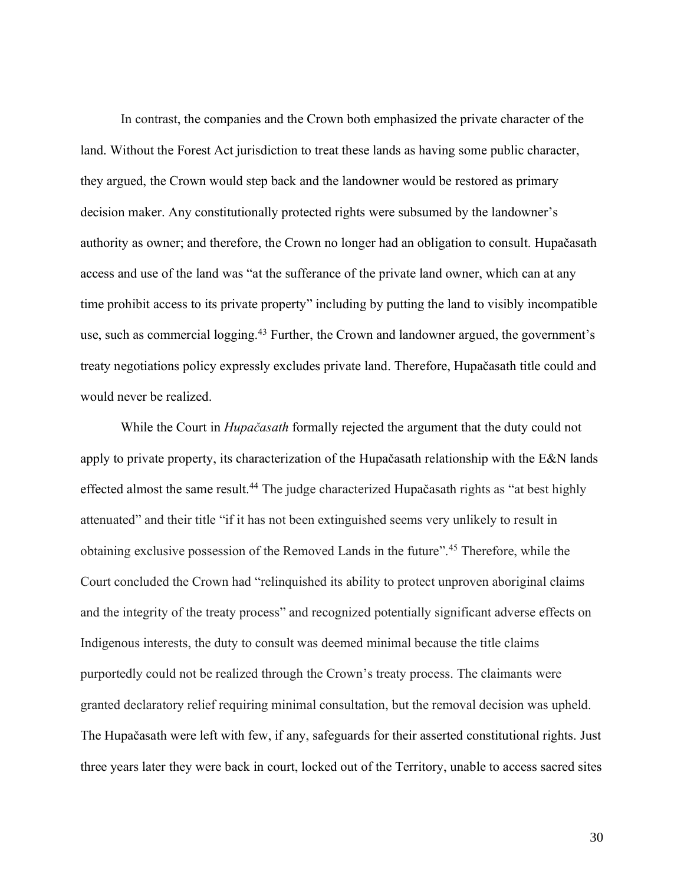In contrast, the companies and the Crown both emphasized the private character of the land. Without the Forest Act jurisdiction to treat these lands as having some public character, they argued, the Crown would step back and the landowner would be restored as primary decision maker. Any constitutionally protected rights were subsumed by the landowner's authority as owner; and therefore, the Crown no longer had an obligation to consult. Hupačasath access and use of the land was "at the sufferance of the private land owner, which can at any time prohibit access to its private property" including by putting the land to visibly incompatible use, such as commercial logging.[43] Further, the Crown and landowner argued, the government's treaty negotiations policy expressly excludes private land. Therefore, Hupačasath title could and would never be realized.

While the Court in *Hupačasath* formally rejected the argument that the duty could not apply to private property, its characterization of the Hupačasath relationship with the E&N lands effected almost the same result.[44] The judge characterized Hupačasath rights as "at best highly attenuated" and their title "if it has not been extinguished seems very unlikely to result in obtaining exclusive possession of the Removed Lands in the future".[45] Therefore, while the Court concluded the Crown had "relinquished its ability to protect unproven aboriginal claims and the integrity of the treaty process" and recognized potentially significant adverse effects on Indigenous interests, the duty to consult was deemed minimal because the title claims purportedly could not be realized through the Crown's treaty process. The claimants were granted declaratory relief requiring minimal consultation, but the removal decision was upheld. The Hupačasath were left with few, if any, safeguards for their asserted constitutional rights. Just three years later they were back in court, locked out of the Territory, unable to access sacred sites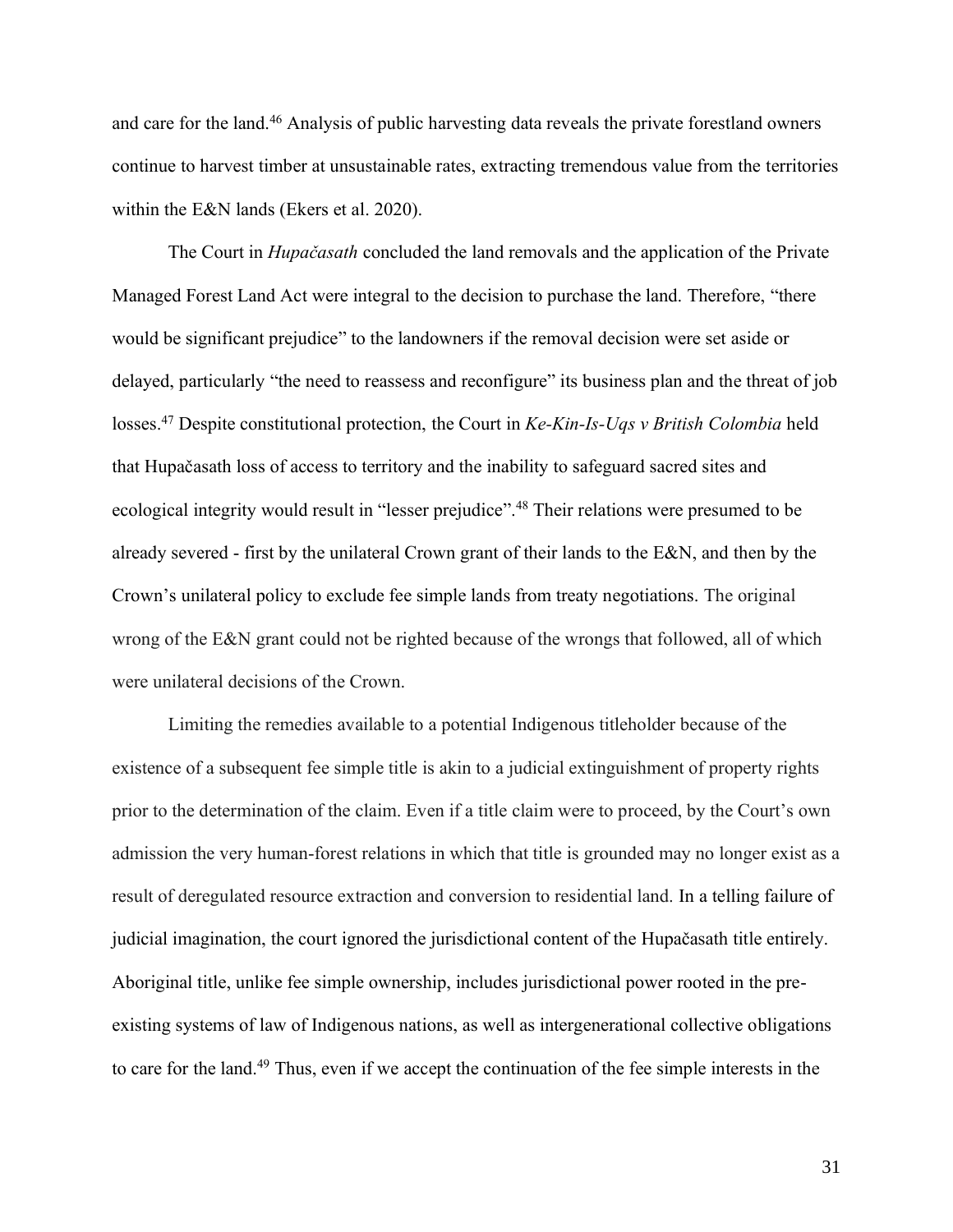and care for the land.[46] Analysis of public harvesting data reveals the private forestland owners continue to harvest timber at unsustainable rates, extracting tremendous value from the territories within the E&N lands (Ekers et al. 2020).

The Court in *Hupačasath* concluded the land removals and the application of the Private Managed Forest Land Act were integral to the decision to purchase the land. Therefore, "there would be significant prejudice" to the landowners if the removal decision were set aside or delayed, particularly "the need to reassess and reconfigure" its business plan and the threat of job losses.[47] Despite constitutional protection, the Court in *Ke-Kin-Is-Uqs v British Colombia* held that Hupačasath loss of access to territory and the inability to safeguard sacred sites and ecological integrity would result in "lesser prejudice".[48] Their relations were presumed to be already severed - first by the unilateral Crown grant of their lands to the E&N, and then by the Crown's unilateral policy to exclude fee simple lands from treaty negotiations. The original wrong of the E&N grant could not be righted because of the wrongs that followed, all of which were unilateral decisions of the Crown.

Limiting the remedies available to a potential Indigenous titleholder because of the existence of a subsequent fee simple title is akin to a judicial extinguishment of property rights prior to the determination of the claim. Even if a title claim were to proceed, by the Court's own admission the very human-forest relations in which that title is grounded may no longer exist as a result of deregulated resource extraction and conversion to residential land. In a telling failure of judicial imagination, the court ignored the jurisdictional content of the Hupačasath title entirely. Aboriginal title, unlike fee simple ownership, includes jurisdictional power rooted in the pre-existing systems of law of Indigenous nations, as well as intergenerational collective obligations to care for the land.[49] Thus, even if we accept the continuation of the fee simple interests in the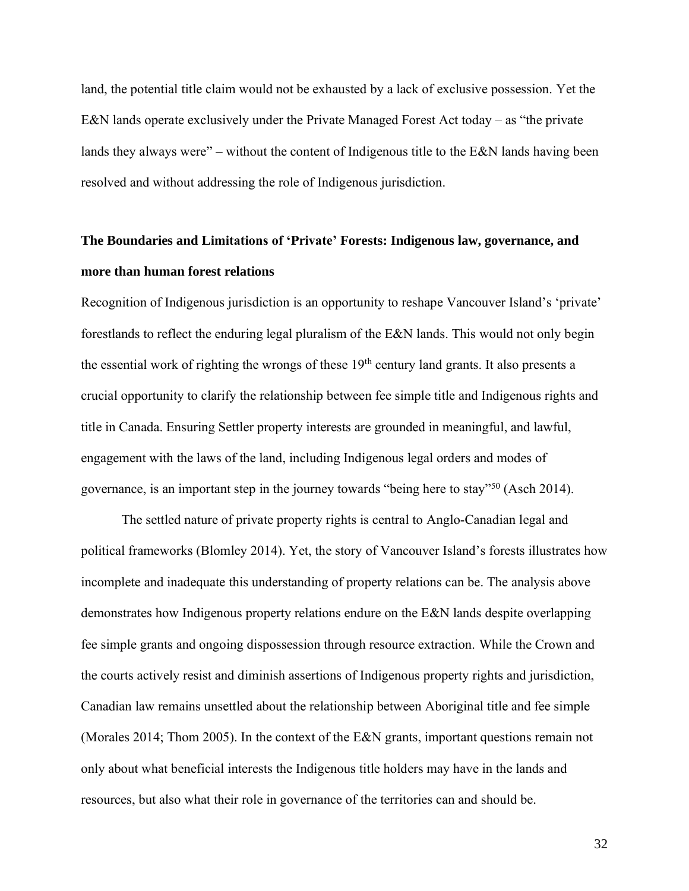land, the potential title claim would not be exhausted by a lack of exclusive possession. Yet the E&N lands operate exclusively under the Private Managed Forest Act today – as "the private lands they always were" – without the content of Indigenous title to the E&N lands having been resolved and without addressing the role of Indigenous jurisdiction.

## The Boundaries and Limitations of 'Private' Forests: Indigenous law, governance, and more than human forest relations

Recognition of Indigenous jurisdiction is an opportunity to reshape Vancouver Island's 'private' forestlands to reflect the enduring legal pluralism of the E&N lands. This would not only begin the essential work of righting the wrongs of these 19th century land grants. It also presents a crucial opportunity to clarify the relationship between fee simple title and Indigenous rights and title in Canada. Ensuring Settler property interests are grounded in meaningful, and lawful, engagement with the laws of the land, including Indigenous legal orders and modes of governance, is an important step in the journey towards "being here to stay"[50] (Asch 2014).

The settled nature of private property rights is central to Anglo-Canadian legal and political frameworks (Blomley 2014). Yet, the story of Vancouver Island's forests illustrates how incomplete and inadequate this understanding of property relations can be. The analysis above demonstrates how Indigenous property relations endure on the E&N lands despite overlapping fee simple grants and ongoing dispossession through resource extraction. While the Crown and the courts actively resist and diminish assertions of Indigenous property rights and jurisdiction, Canadian law remains unsettled about the relationship between Aboriginal title and fee simple (Morales 2014; Thom 2005). In the context of the E&N grants, important questions remain not only about what beneficial interests the Indigenous title holders may have in the lands and resources, but also what their role in governance of the territories can and should be.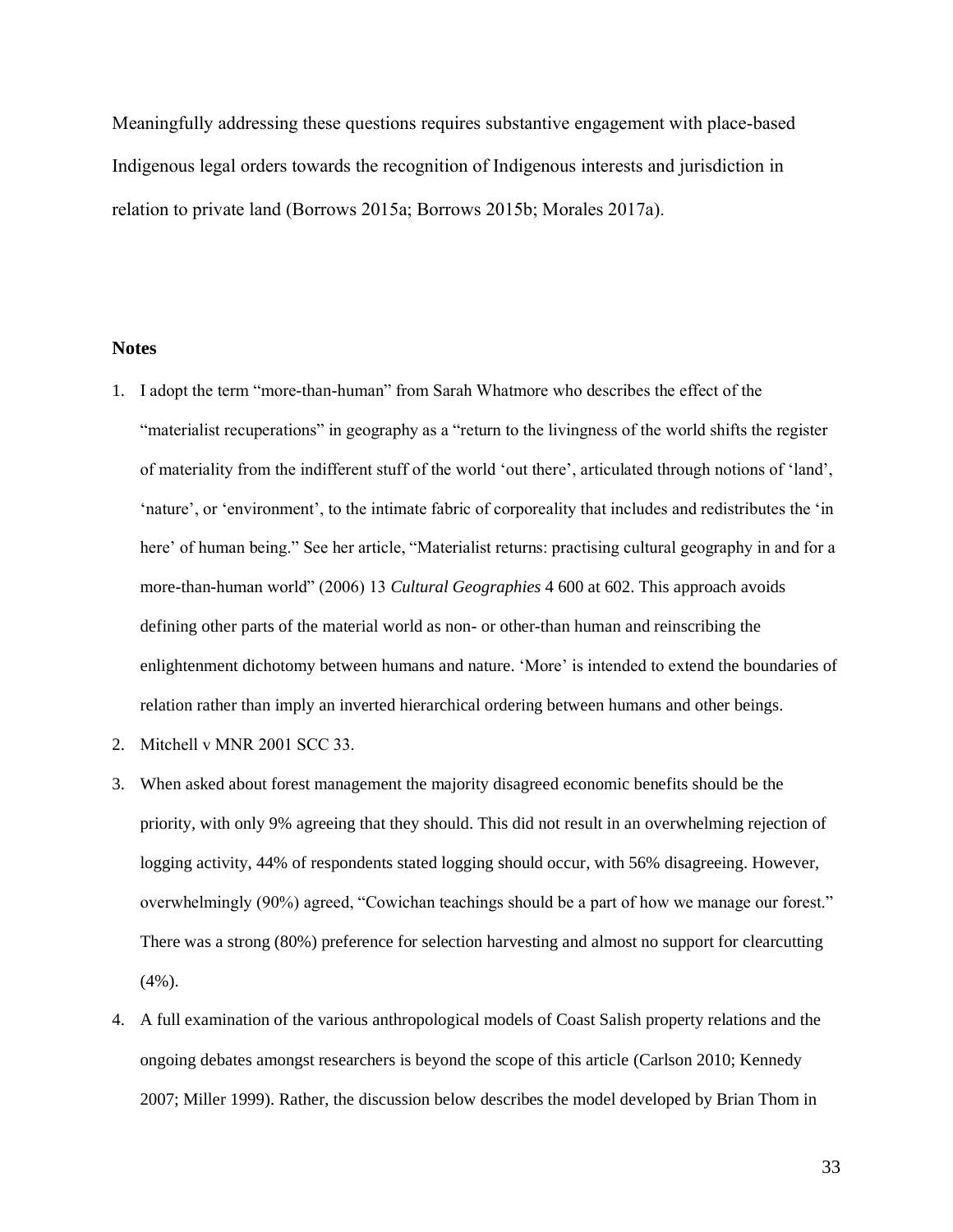Meaningfully addressing these questions requires substantive engagement with place-based Indigenous legal orders towards the recognition of Indigenous interests and jurisdiction in relation to private land (Borrows 2015a; Borrows 2015b; Morales 2017a).

### Notes

1. I adopt the term "more-than-human" from Sarah Whatmore who describes the effect of the "materialist recuperations" in geography as a "return to the livingness of the world shifts the register of materiality from the indifferent stuff of the world 'out there', articulated through notions of 'land', 'nature', or 'environment', to the intimate fabric of corporeality that includes and redistributes the 'in here' of human being." See her article, "Materialist returns: practising cultural geography in and for a more-than-human world" (2006) 13 *Cultural Geographies* 4 600 at 602. This approach avoids defining other parts of the material world as non- or other-than human and reinscribing the enlightenment dichotomy between humans and nature. 'More' is intended to extend the boundaries of relation rather than imply an inverted hierarchical ordering between humans and other beings.
2. Mitchell v MNR 2001 SCC 33.
3. When asked about forest management the majority disagreed economic benefits should be the priority, with only 9% agreeing that they should. This did not result in an overwhelming rejection of logging activity, 44% of respondents stated logging should occur, with 56% disagreeing. However, overwhelmingly (90%) agreed, "Cowichan teachings should be a part of how we manage our forest." There was a strong (80%) preference for selection harvesting and almost no support for clearcutting (4%).
4. A full examination of the various anthropological models of Coast Salish property relations and the ongoing debates amongst researchers is beyond the scope of this article (Carlson 2010; Kennedy 2007; Miller 1999). Rather, the discussion below describes the model developed by Brian Thom in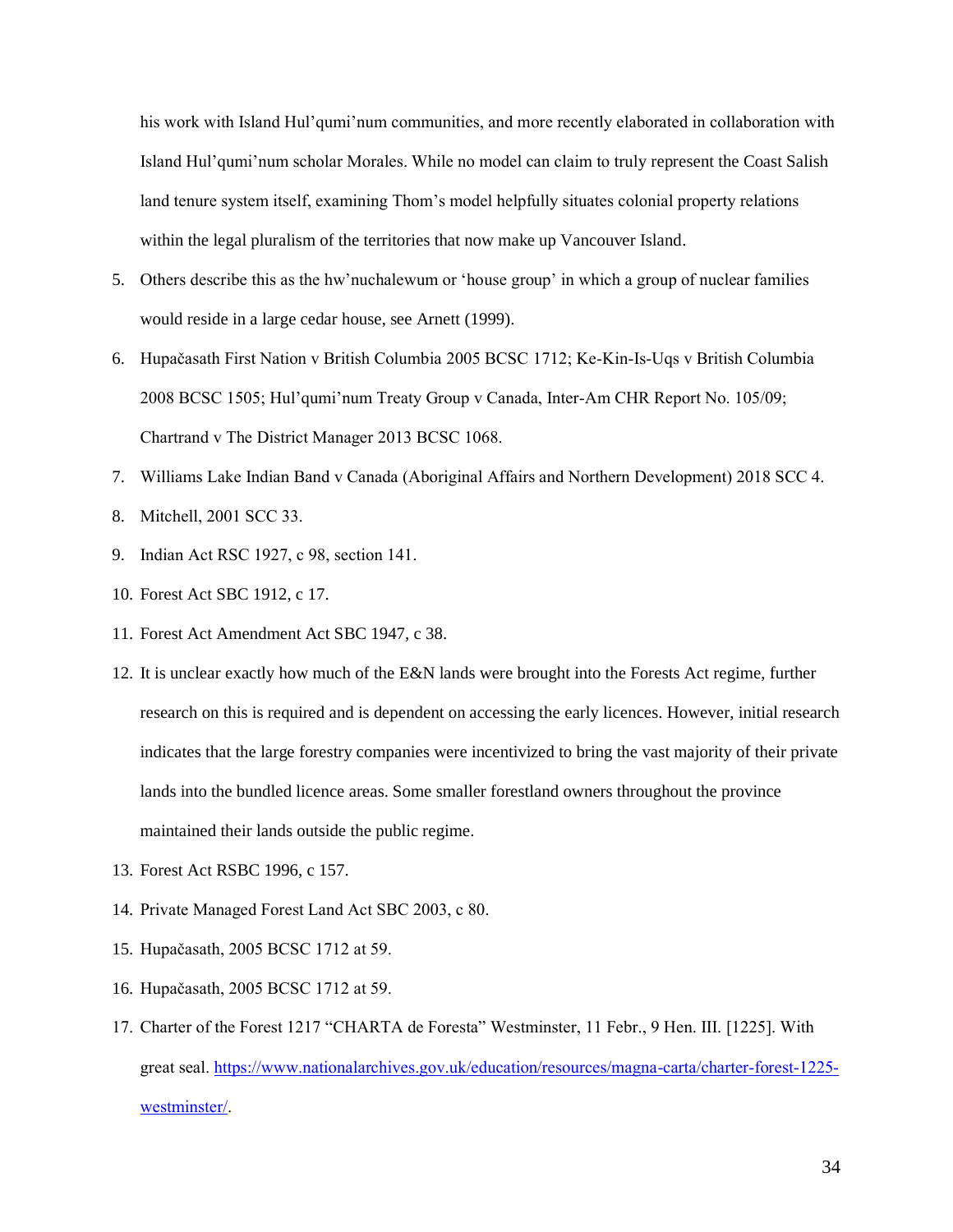his work with Island Hul'qumi'num communities, and more recently elaborated in collaboration with Island Hul'qumi'num scholar Morales. While no model can claim to truly represent the Coast Salish land tenure system itself, examining Thom's model helpfully situates colonial property relations within the legal pluralism of the territories that now make up Vancouver Island.

5. Others describe this as the hw'nuchalewum or 'house group' in which a group of nuclear families would reside in a large cedar house, see Arnett (1999).
6. Hupačasath First Nation v British Columbia 2005 BCSC 1712; Ke-Kin-Is-Uqs v British Columbia 2008 BCSC 1505; Hul'qumi'num Treaty Group v Canada, Inter-Am CHR Report No. 105/09; Chartrand v The District Manager 2013 BCSC 1068.
7. Williams Lake Indian Band v Canada (Aboriginal Affairs and Northern Development) 2018 SCC 4.
8. Mitchell, 2001 SCC 33.
9. Indian Act RSC 1927, c 98, section 141.
10. Forest Act SBC 1912, c 17.
11. Forest Act Amendment Act SBC 1947, c 38.
12. It is unclear exactly how much of the E&N lands were brought into the Forests Act regime, further research on this is required and is dependent on accessing the early licences. However, initial research indicates that the large forestry companies were incentivized to bring the vast majority of their private lands into the bundled licence areas. Some smaller forestland owners throughout the province maintained their lands outside the public regime.
13. Forest Act RSBC 1996, c 157.
14. Private Managed Forest Land Act SBC 2003, c 80.
15. Hupačasath, 2005 BCSC 1712 at 59.
16. Hupačasath, 2005 BCSC 1712 at 59.
17. Charter of the Forest 1217 "CHARTA de Foresta" Westminster, 11 Febr., 9 Hen. III. [1225]. With great seal. https://www.nationalarchives.gov.uk/education/resources/magna-carta/charter-forest-1225-westminster/.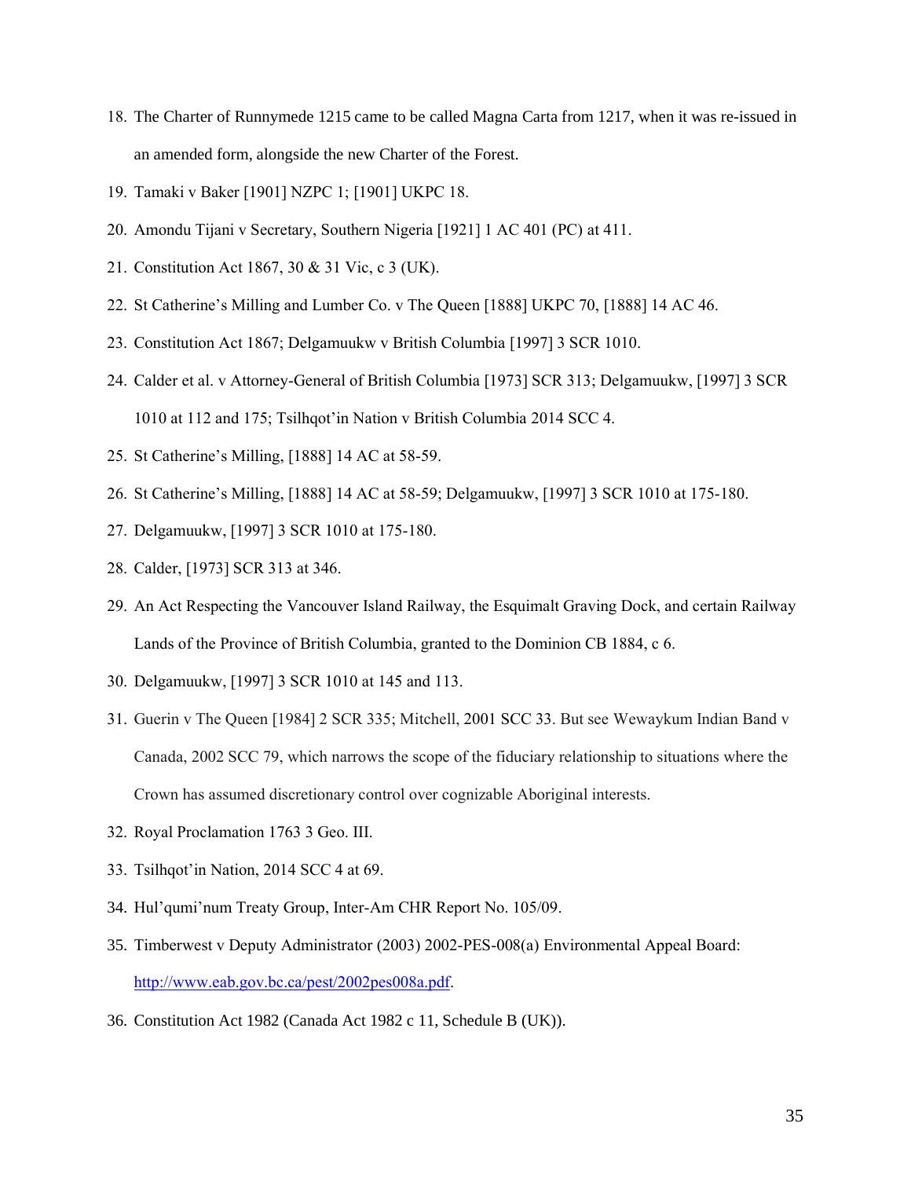18. The Charter of Runnymede 1215 came to be called Magna Carta from 1217, when it was re-issued in an amended form, alongside the new Charter of the Forest.
19. Tamaki v Baker [1901] NZPC 1; [1901] UKPC 18.
20. Amondu Tijani v Secretary, Southern Nigeria [1921] 1 AC 401 (PC) at 411.
21. Constitution Act 1867, 30 & 31 Vic, c 3 (UK).
22. St Catherine's Milling and Lumber Co. v The Queen [1888] UKPC 70, [1888] 14 AC 46.
23. Constitution Act 1867; Delgamuukw v British Columbia [1997] 3 SCR 1010.
24. Calder et al. v Attorney-General of British Columbia [1973] SCR 313; Delgamuukw, [1997] 3 SCR 1010 at 112 and 175; Tsilhqot'in Nation v British Columbia 2014 SCC 4.
25. St Catherine's Milling, [1888] 14 AC at 58-59.
26. St Catherine's Milling, [1888] 14 AC at 58-59; Delgamuukw, [1997] 3 SCR 1010 at 175-180.
27. Delgamuukw, [1997] 3 SCR 1010 at 175-180.
28. Calder, [1973] SCR 313 at 346.
29. An Act Respecting the Vancouver Island Railway, the Esquimalt Graving Dock, and certain Railway Lands of the Province of British Columbia, granted to the Dominion CB 1884, c 6.
30. Delgamuukw, [1997] 3 SCR 1010 at 145 and 113.
31. Guerin v The Queen [1984] 2 SCR 335; Mitchell, 2001 SCC 33. But see Wewaykum Indian Band v Canada, 2002 SCC 79, which narrows the scope of the fiduciary relationship to situations where the Crown has assumed discretionary control over cognizable Aboriginal interests.
32. Royal Proclamation 1763 3 Geo. III.
33. Tsilhqot'in Nation, 2014 SCC 4 at 69.
34. Hul'qumi'num Treaty Group, Inter-Am CHR Report No. 105/09.
35. Timberwest v Deputy Administrator (2003) 2002-PES-008(a) Environmental Appeal Board: http://www.eab.gov.bc.ca/pest/2002pes008a.pdf.
36. Constitution Act 1982 (Canada Act 1982 c 11, Schedule B (UK)).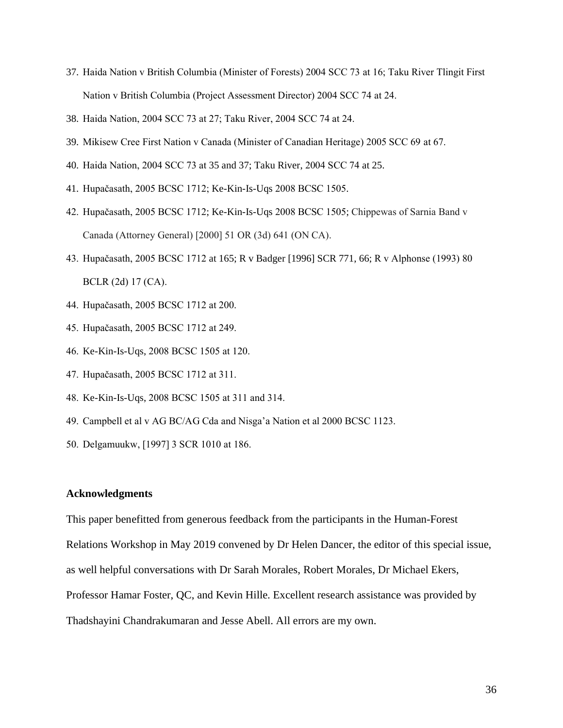37. Haida Nation v British Columbia (Minister of Forests) 2004 SCC 73 at 16; Taku River Tlingit First Nation v British Columbia (Project Assessment Director) 2004 SCC 74 at 24.
38. Haida Nation, 2004 SCC 73 at 27; Taku River, 2004 SCC 74 at 24.
39. Mikisew Cree First Nation v Canada (Minister of Canadian Heritage) 2005 SCC 69 at 67.
40. Haida Nation, 2004 SCC 73 at 35 and 37; Taku River, 2004 SCC 74 at 25.
41. Hupačasath, 2005 BCSC 1712; Ke-Kin-Is-Uqs 2008 BCSC 1505.
42. Hupačasath, 2005 BCSC 1712; Ke-Kin-Is-Uqs 2008 BCSC 1505; Chippewas of Sarnia Band v Canada (Attorney General) [2000] 51 OR (3d) 641 (ON CA).
43. Hupačasath, 2005 BCSC 1712 at 165; R v Badger [1996] SCR 771, 66; R v Alphonse (1993) 80 BCLR (2d) 17 (CA).
44. Hupačasath, 2005 BCSC 1712 at 200.
45. Hupačasath, 2005 BCSC 1712 at 249.
46. Ke-Kin-Is-Uqs, 2008 BCSC 1505 at 120.
47. Hupačasath, 2005 BCSC 1712 at 311.
48. Ke-Kin-Is-Uqs, 2008 BCSC 1505 at 311 and 314.
49. Campbell et al v AG BC/AG Cda and Nisga'a Nation et al 2000 BCSC 1123.
50. Delgamuukw, [1997] 3 SCR 1010 at 186.

**Acknowledgments**

This paper benefitted from generous feedback from the participants in the Human-Forest Relations Workshop in May 2019 convened by Dr Helen Dancer, the editor of this special issue, as well helpful conversations with Dr Sarah Morales, Robert Morales, Dr Michael Ekers, Professor Hamar Foster, QC, and Kevin Hille. Excellent research assistance was provided by Thadshayini Chandrakumaran and Jesse Abell. All errors are my own.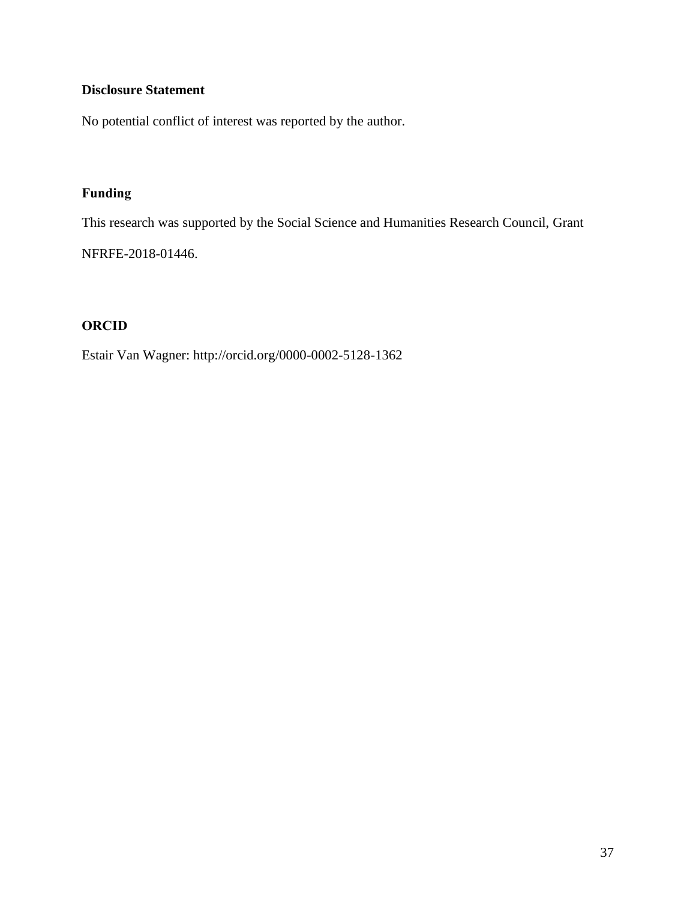## Disclosure Statement

No potential conflict of interest was reported by the author.

## Funding

This research was supported by the Social Science and Humanities Research Council, Grant NFRFE-2018-01446.

## ORCID

Estair Van Wagner: http://orcid.org/0000-0002-5128-1362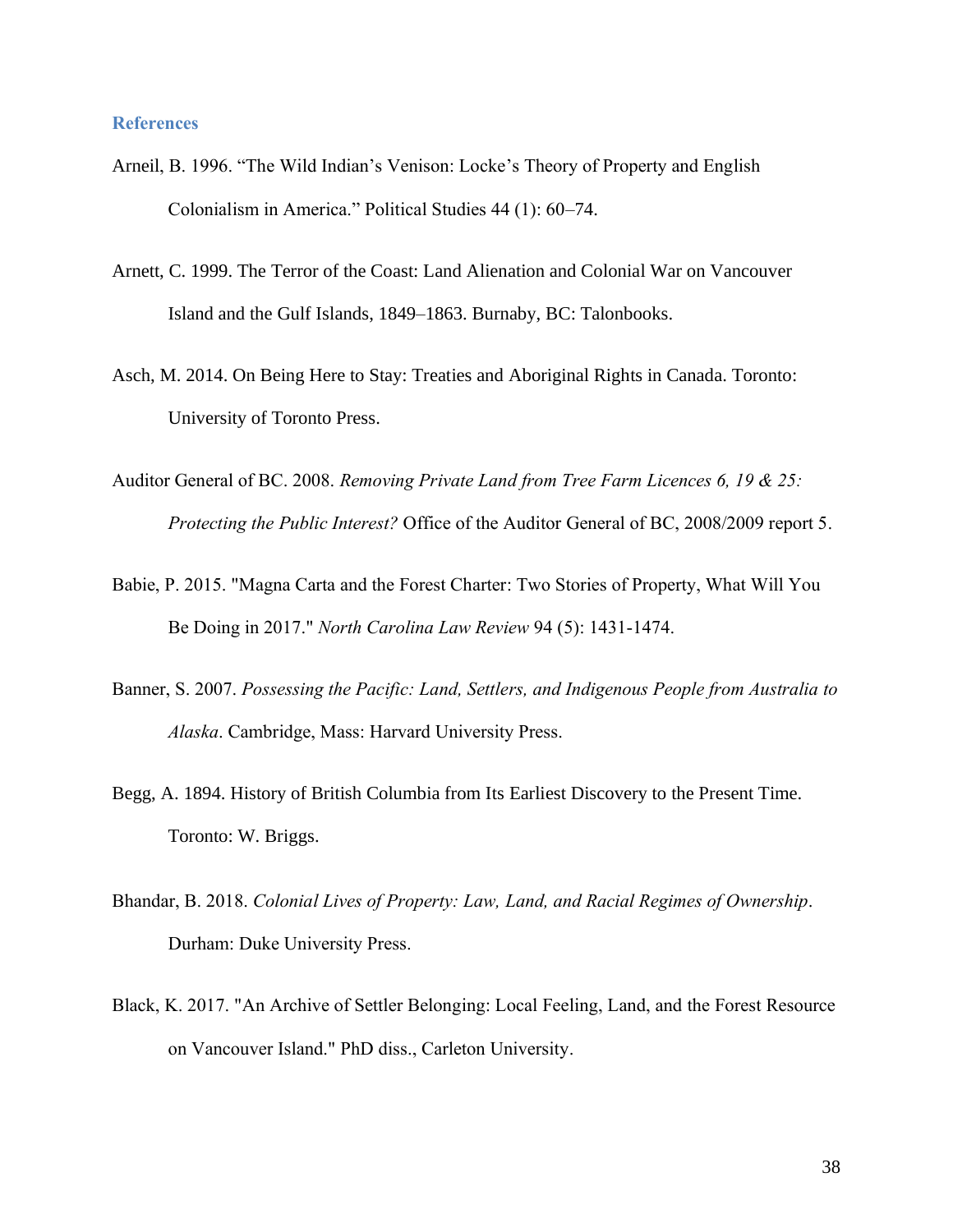## References

Arneil, B. 1996. “The Wild Indian’s Venison: Locke’s Theory of Property and English Colonialism in America.” Political Studies 44 (1): 60–74.

Arnett, C. 1999. The Terror of the Coast: Land Alienation and Colonial War on Vancouver Island and the Gulf Islands, 1849–1863. Burnaby, BC: Talonbooks.

Asch, M. 2014. On Being Here to Stay: Treaties and Aboriginal Rights in Canada. Toronto: University of Toronto Press.

Auditor General of BC. 2008. *Removing Private Land from Tree Farm Licences 6, 19 & 25: Protecting the Public Interest?* Office of the Auditor General of BC, 2008/2009 report 5.

Babie, P. 2015. "Magna Carta and the Forest Charter: Two Stories of Property, What Will You Be Doing in 2017." *North Carolina Law Review* 94 (5): 1431-1474.

Banner, S. 2007. *Possessing the Pacific: Land, Settlers, and Indigenous People from Australia to Alaska*. Cambridge, Mass: Harvard University Press.

Begg, A. 1894. History of British Columbia from Its Earliest Discovery to the Present Time. Toronto: W. Briggs.

Bhandar, B. 2018. *Colonial Lives of Property: Law, Land, and Racial Regimes of Ownership*. Durham: Duke University Press.

Black, K. 2017. "An Archive of Settler Belonging: Local Feeling, Land, and the Forest Resource on Vancouver Island." PhD diss., Carleton University.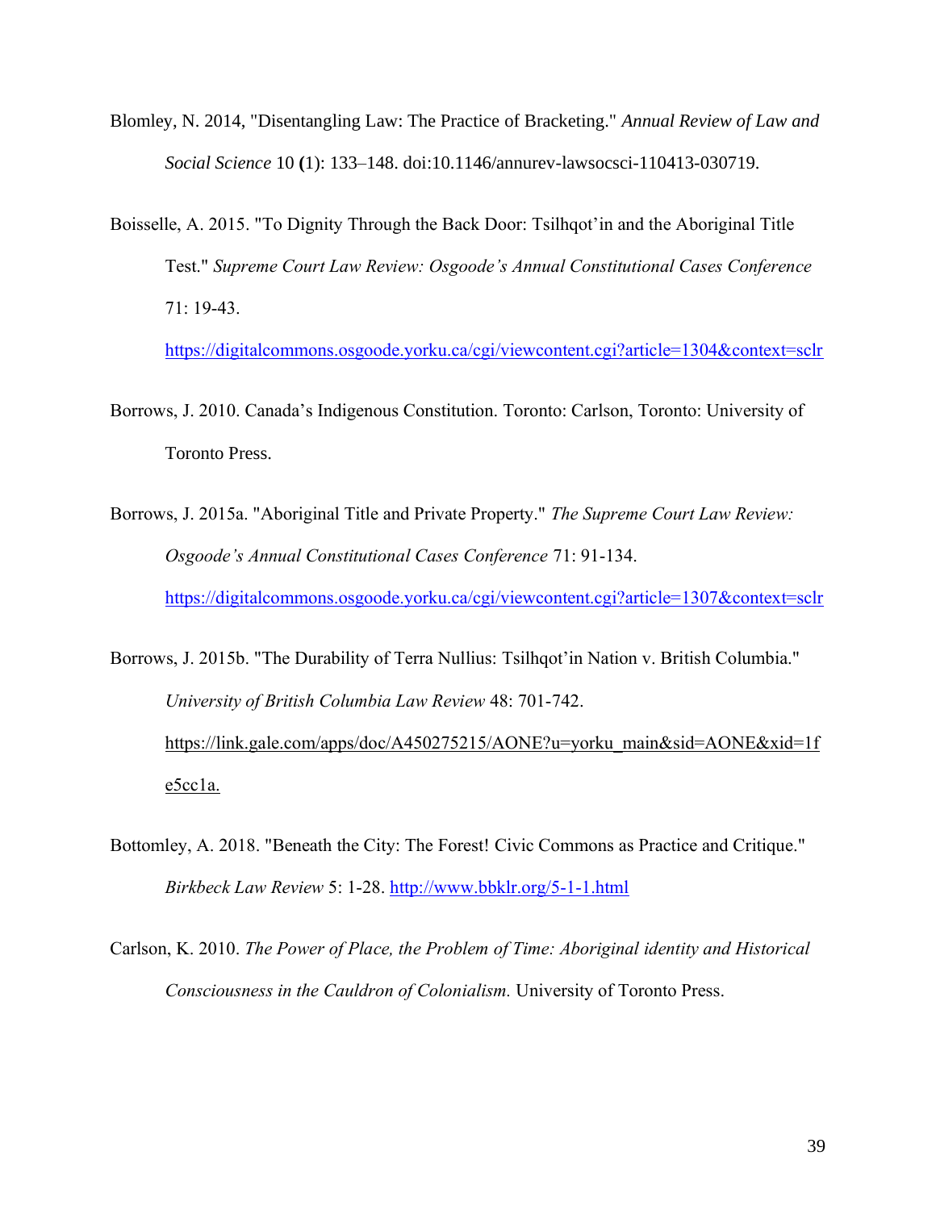Blomley, N. 2014, "Disentangling Law: The Practice of Bracketing." *Annual Review of Law and Social Science* 10 **(**1): 133–148. doi:10.1146/annurev-lawsocsci-110413-030719.

Boisselle, A. 2015. "To Dignity Through the Back Door: Tsilhqot'in and the Aboriginal Title Test." *Supreme Court Law Review: Osgoode's Annual Constitutional Cases Conference* 71: 19-43. https://digitalcommons.osgoode.yorku.ca/cgi/viewcontent.cgi?article=1304&context=sclr

Borrows, J. 2010. Canada's Indigenous Constitution. Toronto: Carlson, Toronto: University of Toronto Press.

Borrows, J. 2015a. "Aboriginal Title and Private Property." *The Supreme Court Law Review: Osgoode's Annual Constitutional Cases Conference* 71: 91-134. https://digitalcommons.osgoode.yorku.ca/cgi/viewcontent.cgi?article=1307&context=sclr

Borrows, J. 2015b. "The Durability of Terra Nullius: Tsilhqot'in Nation v. British Columbia." *University of British Columbia Law Review* 48: 701-742. https://link.gale.com/apps/doc/A450275215/AONE?u=yorku_main&sid=AONE&xid=1fe5cc1a.

Bottomley, A. 2018. "Beneath the City: The Forest! Civic Commons as Practice and Critique." *Birkbeck Law Review* 5: 1-28. http://www.bbklr.org/5-1-1.html

Carlson, K. 2010. *The Power of Place, the Problem of Time: Aboriginal identity and Historical Consciousness in the Cauldron of Colonialism.* University of Toronto Press.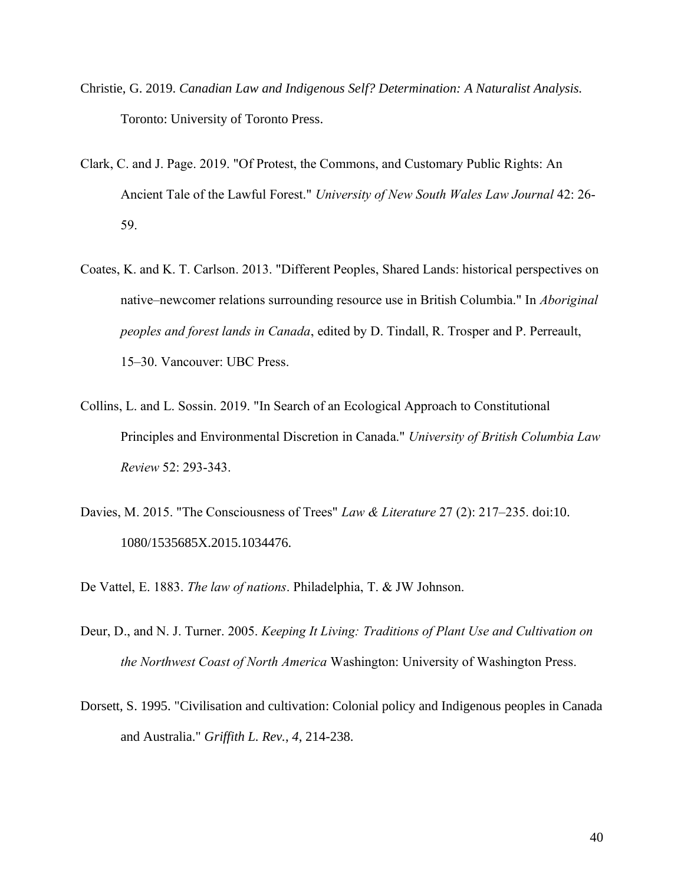Christie, G. 2019. *Canadian Law and Indigenous Self? Determination: A Naturalist Analysis.* Toronto: University of Toronto Press.

Clark, C. and J. Page. 2019. "Of Protest, the Commons, and Customary Public Rights: An Ancient Tale of the Lawful Forest." *University of New South Wales Law Journal* 42: 26-59.

Coates, K. and K. T. Carlson. 2013. "Different Peoples, Shared Lands: historical perspectives on native–newcomer relations surrounding resource use in British Columbia." In *Aboriginal peoples and forest lands in Canada*, edited by D. Tindall, R. Trosper and P. Perreault, 15–30. Vancouver: UBC Press.

Collins, L. and L. Sossin. 2019. "In Search of an Ecological Approach to Constitutional Principles and Environmental Discretion in Canada." *University of British Columbia Law Review* 52: 293-343.

Davies, M. 2015. "The Consciousness of Trees" *Law & Literature* 27 (2): 217–235. doi:10. 1080/1535685X.2015.1034476.

De Vattel, E. 1883. *The law of nations*. Philadelphia, T. & JW Johnson.

Deur, D., and N. J. Turner. 2005. *Keeping It Living: Traditions of Plant Use and Cultivation on the Northwest Coast of North America* Washington: University of Washington Press.

Dorsett, S. 1995. "Civilisation and cultivation: Colonial policy and Indigenous peoples in Canada and Australia." *Griffith L. Rev.*, *4*, 214-238.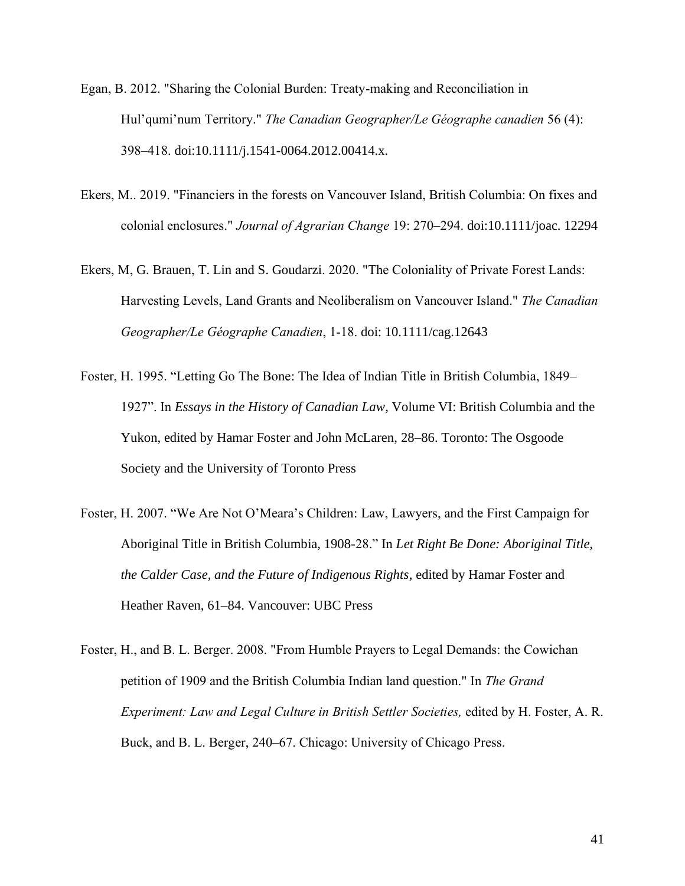Egan, B. 2012. "Sharing the Colonial Burden: Treaty-making and Reconciliation in Hul'qumi'num Territory." *The Canadian Geographer/Le Géographe canadien* 56 (4): 398–418. doi:10.1111/j.1541-0064.2012.00414.x.

Ekers, M.. 2019. "Financiers in the forests on Vancouver Island, British Columbia: On fixes and colonial enclosures." *Journal of Agrarian Change* 19: 270–294. doi:10.1111/joac. 12294

Ekers, M, G. Brauen, T. Lin and S. Goudarzi. 2020. "The Coloniality of Private Forest Lands: Harvesting Levels, Land Grants and Neoliberalism on Vancouver Island." *The Canadian Geographer/Le Géographe Canadien*, 1-18. doi: 10.1111/cag.12643

Foster, H. 1995. "Letting Go The Bone: The Idea of Indian Title in British Columbia, 1849–1927". In *Essays in the History of Canadian Law*, Volume VI: British Columbia and the Yukon, edited by Hamar Foster and John McLaren, 28–86. Toronto: The Osgoode Society and the University of Toronto Press

Foster, H. 2007. "We Are Not O'Meara's Children: Law, Lawyers, and the First Campaign for Aboriginal Title in British Columbia, 1908-28." In *Let Right Be Done: Aboriginal Title, the Calder Case, and the Future of Indigenous Rights*, edited by Hamar Foster and Heather Raven, 61–84. Vancouver: UBC Press

Foster, H., and B. L. Berger. 2008. "From Humble Prayers to Legal Demands: the Cowichan petition of 1909 and the British Columbia Indian land question." In *The Grand Experiment: Law and Legal Culture in British Settler Societies,* edited by H. Foster, A. R. Buck, and B. L. Berger, 240–67. Chicago: University of Chicago Press.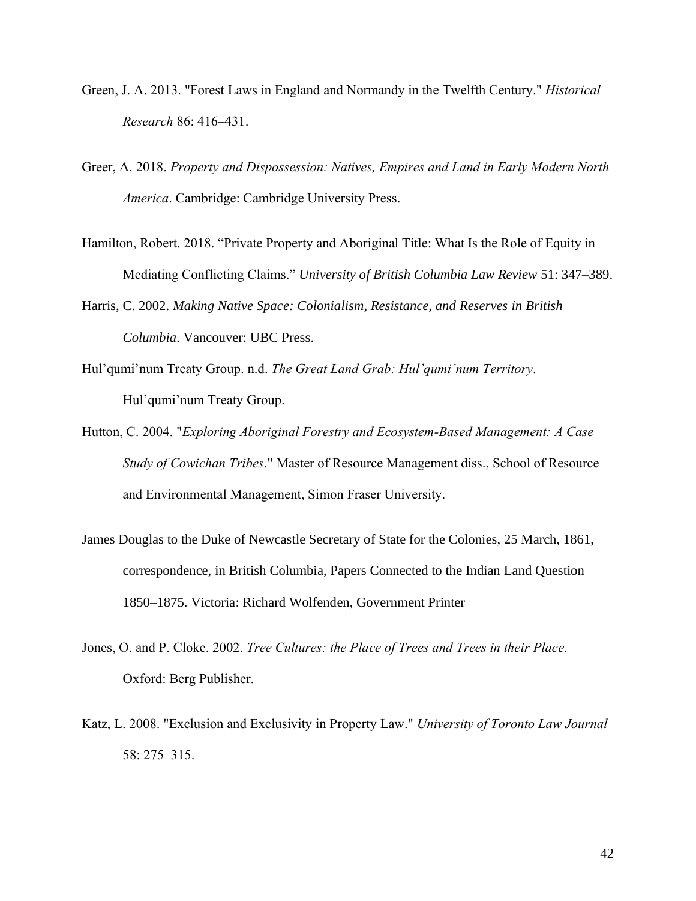Green, J. A. 2013. "Forest Laws in England and Normandy in the Twelfth Century." *Historical Research* 86: 416–431.

Greer, A. 2018. *Property and Dispossession: Natives, Empires and Land in Early Modern North America*. Cambridge: Cambridge University Press.

Hamilton, Robert. 2018. “Private Property and Aboriginal Title: What Is the Role of Equity in Mediating Conflicting Claims.” *University of British Columbia Law Review* 51: 347–389.

Harris, C. 2002. *Making Native Space: Colonialism, Resistance, and Reserves in British Columbia*. Vancouver: UBC Press.

Hul’qumi’num Treaty Group. n.d. *The Great Land Grab: Hul’qumi’num Territory*. Hul’qumi’num Treaty Group.

Hutton, C. 2004. "*Exploring Aboriginal Forestry and Ecosystem-Based Management: A Case Study of Cowichan Tribes*." Master of Resource Management diss., School of Resource and Environmental Management, Simon Fraser University.

James Douglas to the Duke of Newcastle Secretary of State for the Colonies, 25 March, 1861, correspondence, in British Columbia, Papers Connected to the Indian Land Question 1850–1875. Victoria: Richard Wolfenden, Government Printer

Jones, O. and P. Cloke. 2002. *Tree Cultures: the Place of Trees and Trees in their Place*. Oxford: Berg Publisher.

Katz, L. 2008. "Exclusion and Exclusivity in Property Law." *University of Toronto Law Journal* 58: 275–315.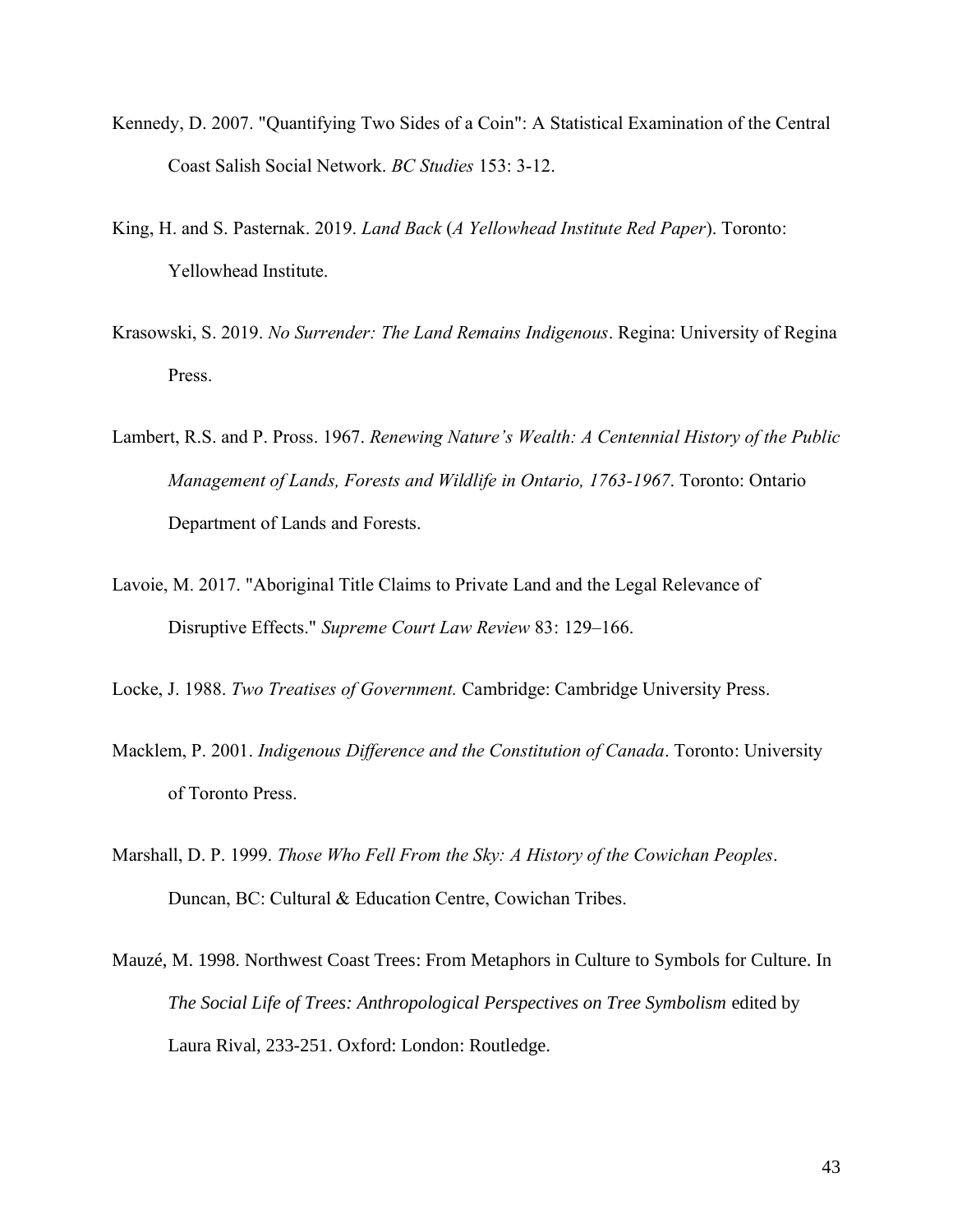Kennedy, D. 2007. "Quantifying Two Sides of a Coin": A Statistical Examination of the Central Coast Salish Social Network. *BC Studies* 153: 3-12.

King, H. and S. Pasternak. 2019. *Land Back* (*A Yellowhead Institute Red Paper*). Toronto: Yellowhead Institute.

Krasowski, S. 2019. *No Surrender: The Land Remains Indigenous*. Regina: University of Regina Press.

Lambert, R.S. and P. Pross. 1967. *Renewing Nature's Wealth: A Centennial History of the Public Management of Lands, Forests and Wildlife in Ontario, 1763-1967*. Toronto: Ontario Department of Lands and Forests.

Lavoie, M. 2017. "Aboriginal Title Claims to Private Land and the Legal Relevance of Disruptive Effects." *Supreme Court Law Review* 83: 129–166.

Locke, J. 1988. *Two Treatises of Government.* Cambridge: Cambridge University Press.

Macklem, P. 2001. *Indigenous Difference and the Constitution of Canada*. Toronto: University of Toronto Press.

Marshall, D. P. 1999. *Those Who Fell From the Sky: A History of the Cowichan Peoples*. Duncan, BC: Cultural & Education Centre, Cowichan Tribes.

Mauzé, M. 1998. Northwest Coast Trees: From Metaphors in Culture to Symbols for Culture. In *The Social Life of Trees: Anthropological Perspectives on Tree Symbolism* edited by Laura Rival, 233-251. Oxford: London: Routledge.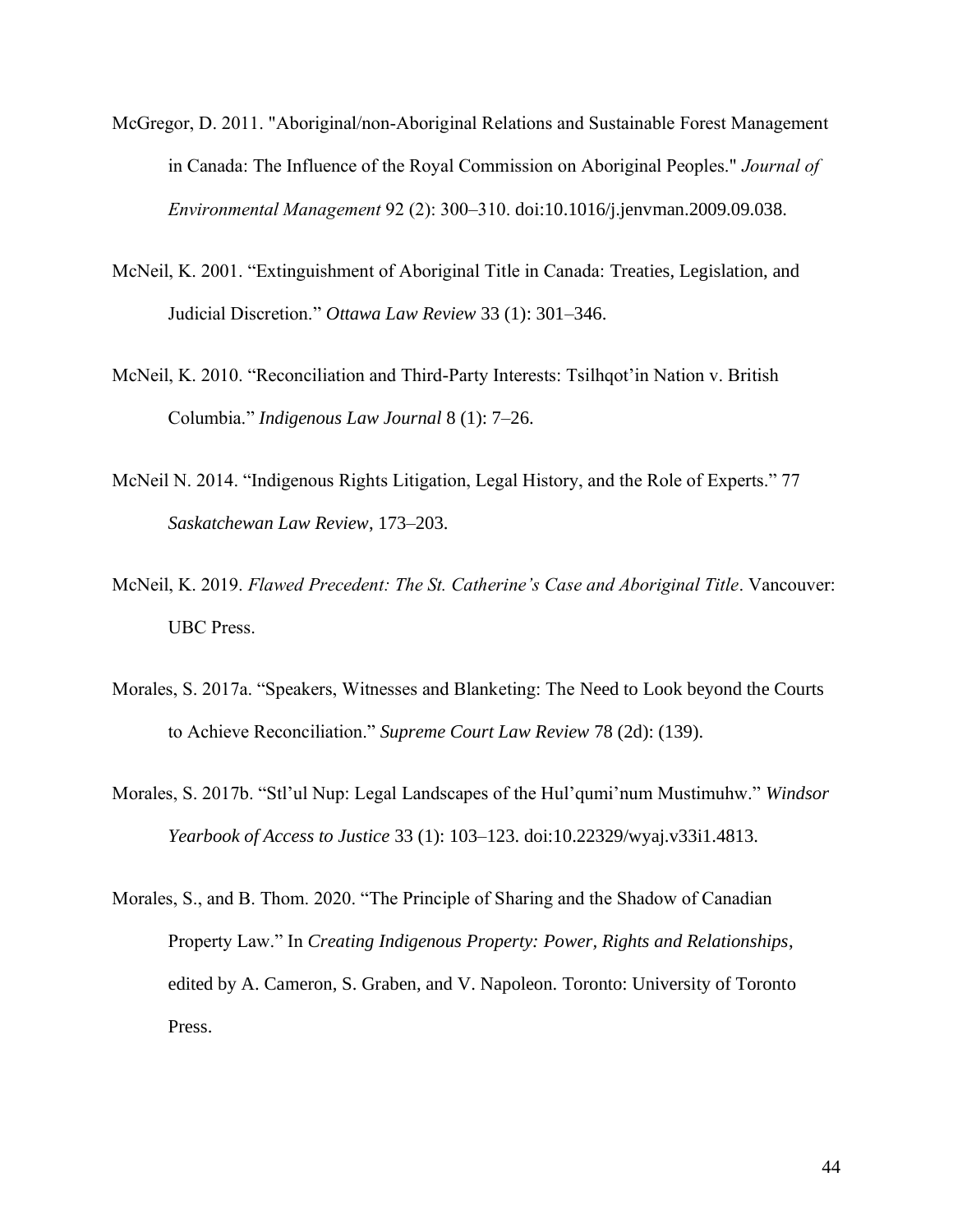McGregor, D. 2011. "Aboriginal/non-Aboriginal Relations and Sustainable Forest Management in Canada: The Influence of the Royal Commission on Aboriginal Peoples." *Journal of Environmental Management* 92 (2): 300–310. doi:10.1016/j.jenvman.2009.09.038.

McNeil, K. 2001. "Extinguishment of Aboriginal Title in Canada: Treaties, Legislation, and Judicial Discretion." *Ottawa Law Review* 33 (1): 301–346.

McNeil, K. 2010. "Reconciliation and Third-Party Interests: Tsilhqot'in Nation v. British Columbia." *Indigenous Law Journal* 8 (1): 7–26.

McNeil N. 2014. "Indigenous Rights Litigation, Legal History, and the Role of Experts." 77 *Saskatchewan Law Review*, 173–203.

McNeil, K. 2019. *Flawed Precedent: The St. Catherine's Case and Aboriginal Title*. Vancouver: UBC Press.

Morales, S. 2017a. "Speakers, Witnesses and Blanketing: The Need to Look beyond the Courts to Achieve Reconciliation." *Supreme Court Law Review* 78 (2d): (139).

Morales, S. 2017b. "Stl'ul Nup: Legal Landscapes of the Hul'qumi'num Mustimuhw." *Windsor Yearbook of Access to Justice* 33 (1): 103–123. doi:10.22329/wyaj.v33i1.4813.

Morales, S., and B. Thom. 2020. "The Principle of Sharing and the Shadow of Canadian Property Law." In *Creating Indigenous Property: Power, Rights and Relationships*, edited by A. Cameron, S. Graben, and V. Napoleon. Toronto: University of Toronto Press.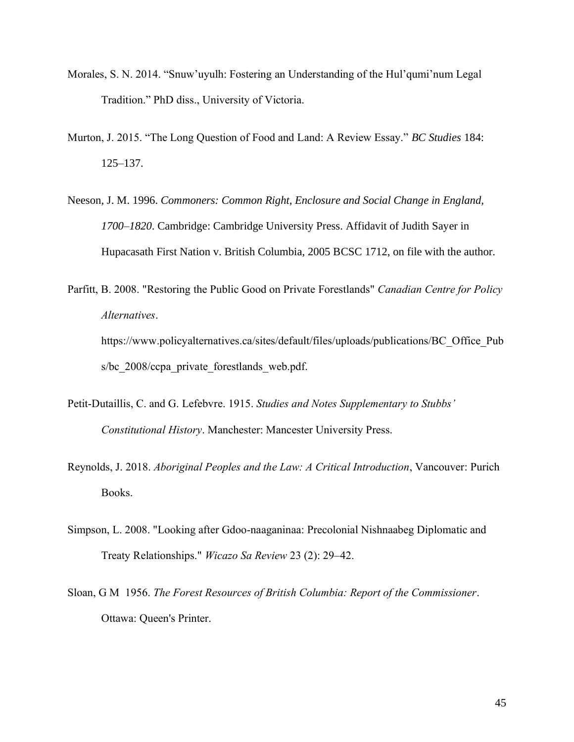Morales, S. N. 2014. “Snuw’uyulh: Fostering an Understanding of the Hul’qumi’num Legal Tradition.” PhD diss., University of Victoria.

Murton, J. 2015. “The Long Question of Food and Land: A Review Essay.” *BC Studies* 184: 125–137.

Neeson, J. M. 1996. *Commoners: Common Right, Enclosure and Social Change in England, 1700–1820*. Cambridge: Cambridge University Press. Affidavit of Judith Sayer in Hupacasath First Nation v. British Columbia, 2005 BCSC 1712, on file with the author.

Parfitt, B. 2008. "Restoring the Public Good on Private Forestlands" *Canadian Centre for Policy Alternatives*. https://www.policyalternatives.ca/sites/default/files/uploads/publications/BC_Office_Pubs/bc_2008/ccpa_private_forestlands_web.pdf.

Petit-Dutaillis, C. and G. Lefebvre. 1915. *Studies and Notes Supplementary to Stubbs’ Constitutional History*. Manchester: Mancester University Press.

Reynolds, J. 2018. *Aboriginal Peoples and the Law: A Critical Introduction*, Vancouver: Purich Books.

Simpson, L. 2008. "Looking after Gdoo-naaganinaa: Precolonial Nishnaabeg Diplomatic and Treaty Relationships." *Wicazo Sa Review* 23 (2): 29–42.

Sloan, G M 1956. *The Forest Resources of British Columbia: Report of the Commissioner*. Ottawa: Queen's Printer.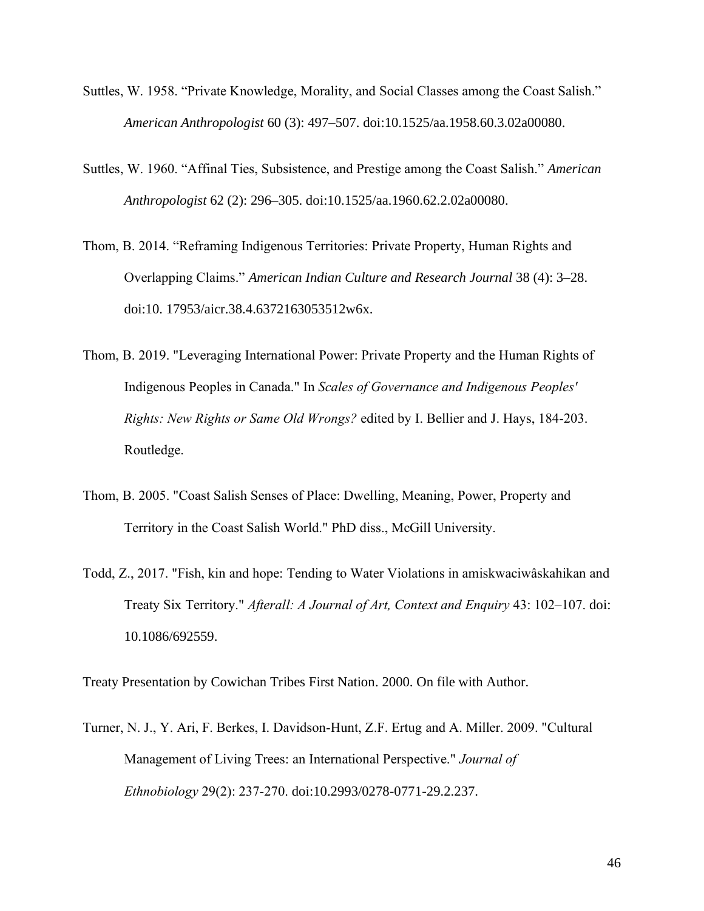Suttles, W. 1958. “Private Knowledge, Morality, and Social Classes among the Coast Salish.” *American Anthropologist* 60 (3): 497–507. doi:10.1525/aa.1958.60.3.02a00080.

Suttles, W. 1960. “Affinal Ties, Subsistence, and Prestige among the Coast Salish.” *American Anthropologist* 62 (2): 296–305. doi:10.1525/aa.1960.62.2.02a00080.

Thom, B. 2014. “Reframing Indigenous Territories: Private Property, Human Rights and Overlapping Claims.” *American Indian Culture and Research Journal* 38 (4): 3–28. doi:10. 17953/aicr.38.4.6372163053512w6x.

Thom, B. 2019. "Leveraging International Power: Private Property and the Human Rights of Indigenous Peoples in Canada." In *Scales of Governance and Indigenous Peoples' Rights: New Rights or Same Old Wrongs?* edited by I. Bellier and J. Hays, 184-203. Routledge.

Thom, B. 2005. "Coast Salish Senses of Place: Dwelling, Meaning, Power, Property and Territory in the Coast Salish World." PhD diss., McGill University.

Todd, Z., 2017. "Fish, kin and hope: Tending to Water Violations in amiskwaciwâskahikan and Treaty Six Territory." *Afterall: A Journal of Art, Context and Enquiry* 43: 102–107. doi: 10.1086/692559.

Treaty Presentation by Cowichan Tribes First Nation. 2000. On file with Author.

Turner, N. J., Y. Ari, F. Berkes, I. Davidson-Hunt, Z.F. Ertug and A. Miller. 2009. "Cultural Management of Living Trees: an International Perspective." *Journal of Ethnobiology* 29(2): 237-270. doi:10.2993/0278-0771-29.2.237.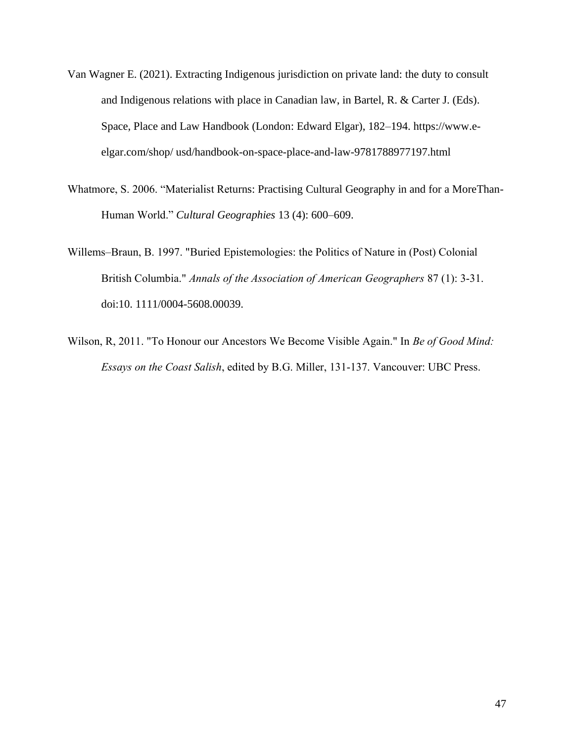Van Wagner E. (2021). Extracting Indigenous jurisdiction on private land: the duty to consult and Indigenous relations with place in Canadian law, in Bartel, R. & Carter J. (Eds). Space, Place and Law Handbook (London: Edward Elgar), 182–194. https://www.e-elgar.com/shop/ usd/handbook-on-space-place-and-law-9781788977197.html

Whatmore, S. 2006. "Materialist Returns: Practising Cultural Geography in and for a MoreThan-Human World." *Cultural Geographies* 13 (4): 600–609.

Willems–Braun, B. 1997. "Buried Epistemologies: the Politics of Nature in (Post) Colonial British Columbia." *Annals of the Association of American Geographers* 87 (1): 3-31. doi:10. 1111/0004-5608.00039.

Wilson, R, 2011. "To Honour our Ancestors We Become Visible Again." In *Be of Good Mind: Essays on the Coast Salish*, edited by B.G. Miller, 131-137. Vancouver: UBC Press.